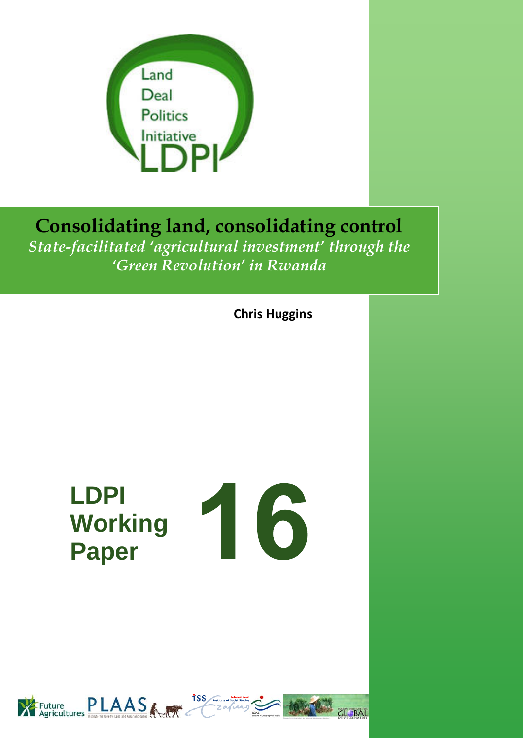Land
Deal
Politics
Initiative
LDPI

# Consolidating land, consolidating control

*State-facilitated 'agricultural investment' through the 'Green Revolution' in Rwanda*

**Chris Huggins**

**LDPI Working Paper 16**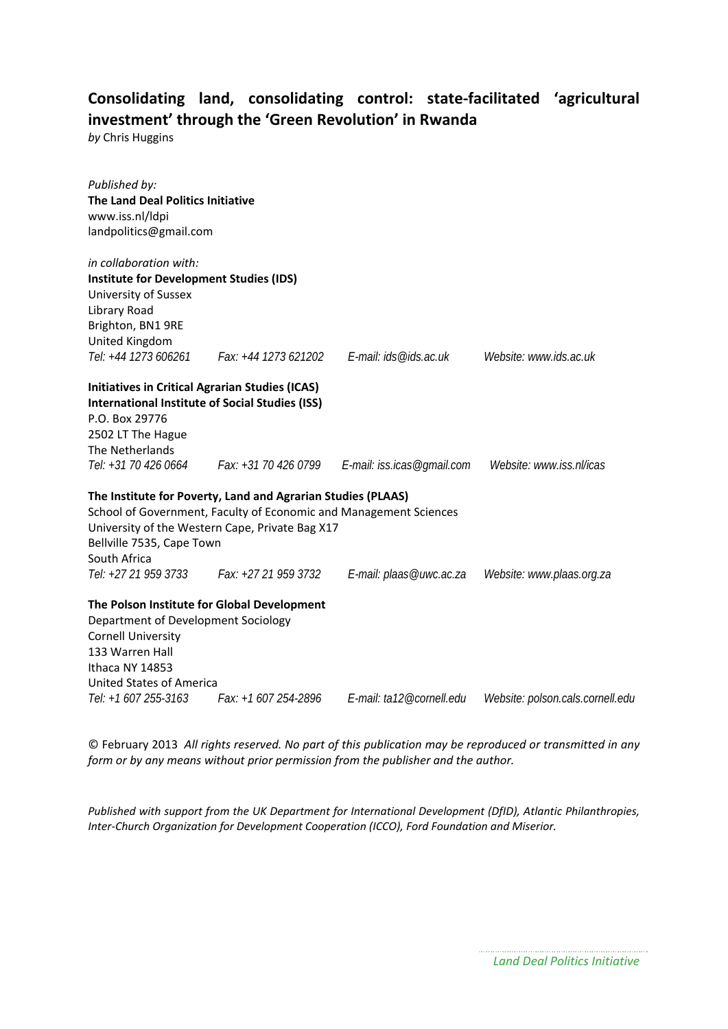# Consolidating land, consolidating control: state-facilitated 'agricultural investment' through the 'Green Revolution' in Rwanda

*by* Chris Huggins

*Published by:*
**The Land Deal Politics Initiative**
www.iss.nl/ldpi
landpolitics@gmail.com

*in collaboration with:*

**Institute for Development Studies (IDS)**
University of Sussex
Library Road
Brighton, BN1 9RE
United Kingdom
*Tel: +44 1273 606261 Fax: +44 1273 621202 E-mail: ids@ids.ac.uk Website: www.ids.ac.uk*

**Initiatives in Critical Agrarian Studies (ICAS)**
**International Institute of Social Studies (ISS)**
P.O. Box 29776
2502 LT The Hague
The Netherlands
*Tel: +31 70 426 0664 Fax: +31 70 426 0799 E-mail: iss.icas@gmail.com Website: www.iss.nl/icas*

**The Institute for Poverty, Land and Agrarian Studies (PLAAS)**
School of Government, Faculty of Economic and Management Sciences
University of the Western Cape, Private Bag X17
Bellville 7535, Cape Town
South Africa
*Tel: +27 21 959 3733 Fax: +27 21 959 3732 E-mail: plaas@uwc.ac.za Website: www.plaas.org.za*

**The Polson Institute for Global Development**
Department of Development Sociology
Cornell University
133 Warren Hall
Ithaca NY 14853
United States of America
*Tel: +1 607 255-3163 Fax: +1 607 254-2896 E-mail: ta12@cornell.edu Website: polson.cals.cornell.edu*

© February 2013 *All rights reserved. No part of this publication may be reproduced or transmitted in any form or by any means without prior permission from the publisher and the author.*

*Published with support from the UK Department for International Development (DfID), Atlantic Philanthropies, Inter-Church Organization for Development Cooperation (ICCO), Ford Foundation and Miserior.*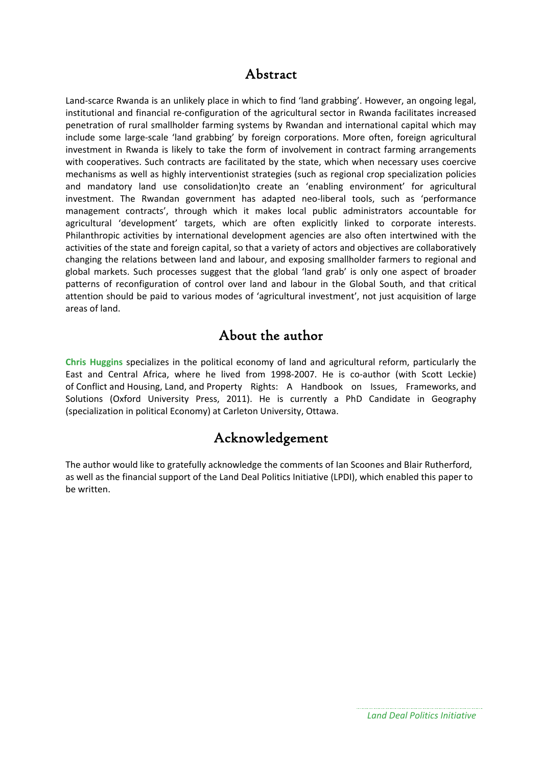## Abstract

Land-scarce Rwanda is an unlikely place in which to find 'land grabbing'. However, an ongoing legal, institutional and financial re-configuration of the agricultural sector in Rwanda facilitates increased penetration of rural smallholder farming systems by Rwandan and international capital which may include some large-scale 'land grabbing' by foreign corporations. More often, foreign agricultural investment in Rwanda is likely to take the form of involvement in contract farming arrangements with cooperatives. Such contracts are facilitated by the state, which when necessary uses coercive mechanisms as well as highly interventionist strategies (such as regional crop specialization policies and mandatory land use consolidation)to create an 'enabling environment' for agricultural investment. The Rwandan government has adapted neo-liberal tools, such as 'performance management contracts', through which it makes local public administrators accountable for agricultural 'development' targets, which are often explicitly linked to corporate interests. Philanthropic activities by international development agencies are also often intertwined with the activities of the state and foreign capital, so that a variety of actors and objectives are collaboratively changing the relations between land and labour, and exposing smallholder farmers to regional and global markets. Such processes suggest that the global 'land grab' is only one aspect of broader patterns of reconfiguration of control over land and labour in the Global South, and that critical attention should be paid to various modes of 'agricultural investment', not just acquisition of large areas of land.

## About the author

**Chris Huggins** specializes in the political economy of land and agricultural reform, particularly the East and Central Africa, where he lived from 1998-2007. He is co-author (with Scott Leckie) of Conflict and Housing, Land, and Property Rights: A Handbook on Issues, Frameworks, and Solutions (Oxford University Press, 2011). He is currently a PhD Candidate in Geography (specialization in political Economy) at Carleton University, Ottawa.

## Acknowledgement

The author would like to gratefully acknowledge the comments of Ian Scoones and Blair Rutherford, as well as the financial support of the Land Deal Politics Initiative (LPDI), which enabled this paper to be written.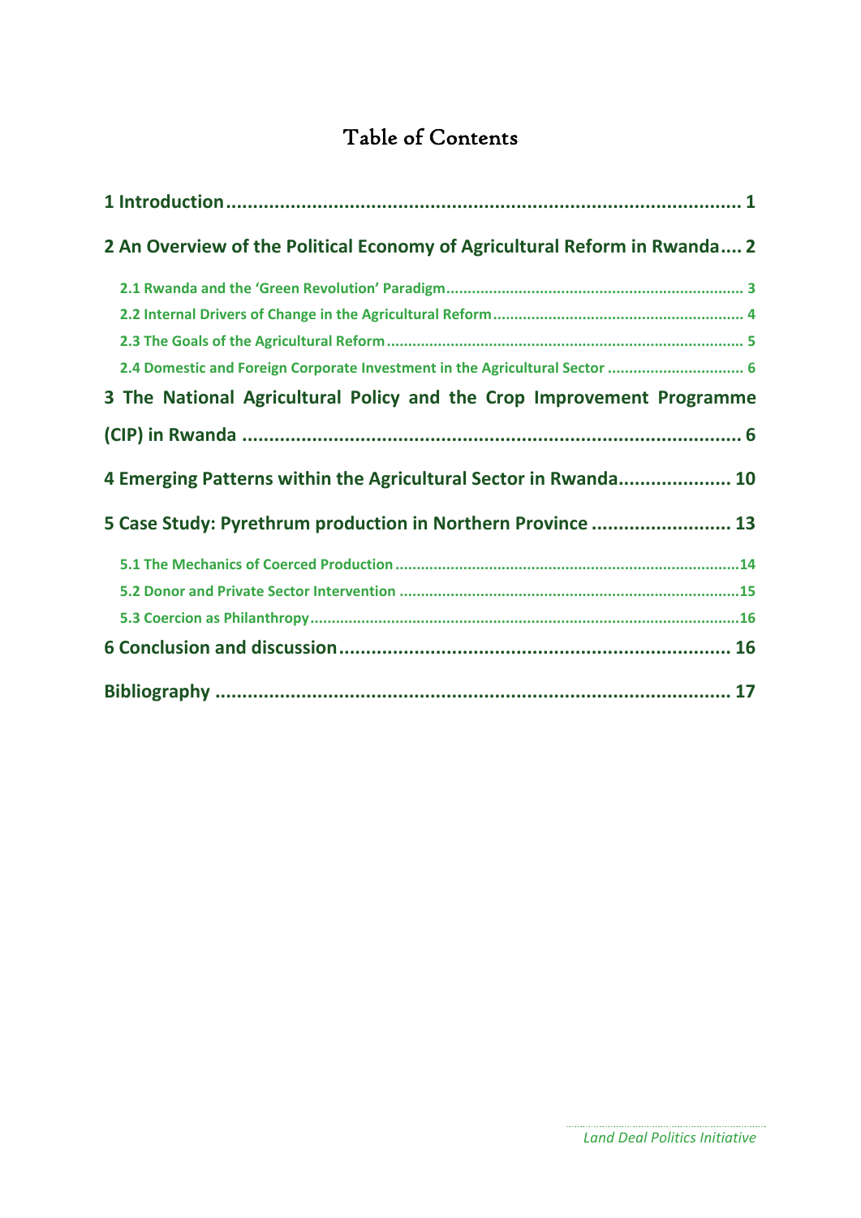# Table of Contents

**1 Introduction** ........................................................................................ 1

**2 An Overview of the Political Economy of Agricultural Reform in Rwanda** .... 2

- 2.1 Rwanda and the 'Green Revolution' Paradigm ........................................ 3
- 2.2 Internal Drivers of Change in the Agricultural Reform ............................ 4
- 2.3 The Goals of the Agricultural Reform ..................................................... 5
- 2.4 Domestic and Foreign Corporate Investment in the Agricultural Sector ........ 6

**3 The National Agricultural Policy and the Crop Improvement Programme (CIP) in Rwanda** ........................................................................................ 6

**4 Emerging Patterns within the Agricultural Sector in Rwanda** .................... 10

**5 Case Study: Pyrethrum production in Northern Province** ......................... 13

- 5.1 The Mechanics of Coerced Production .................................................. 14
- 5.2 Donor and Private Sector Intervention .................................................. 15
- 5.3 Coercion as Philanthropy ..................................................................... 16

**6 Conclusion and discussion** ..................................................................... 16

**Bibliography** ........................................................................................ 17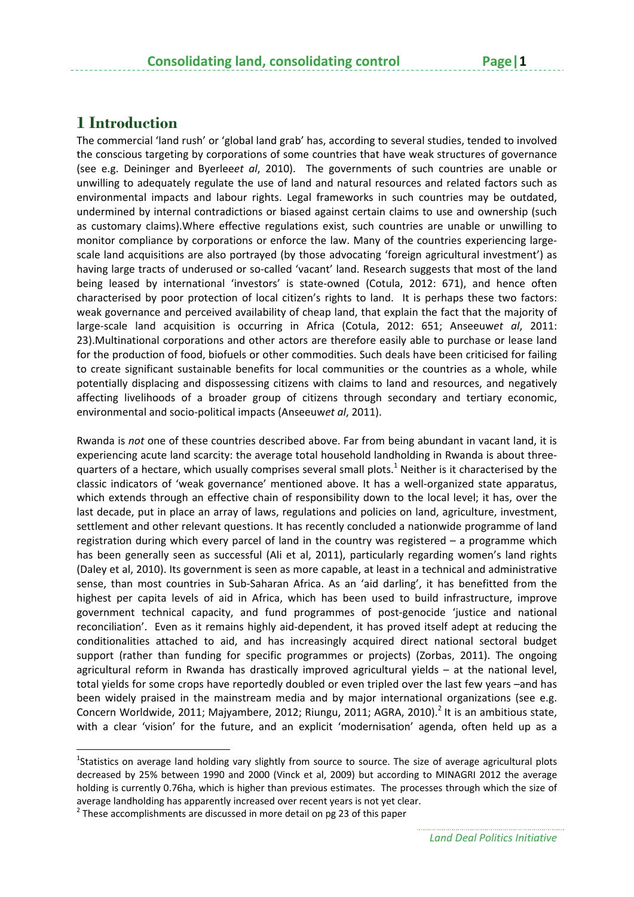# 1 Introduction

The commercial 'land rush' or 'global land grab' has, according to several studies, tended to involved the conscious targeting by corporations of some countries that have weak structures of governance (see e.g. Deininger and Byerlee*et al*, 2010). The governments of such countries are unable or unwilling to adequately regulate the use of land and natural resources and related factors such as environmental impacts and labour rights. Legal frameworks in such countries may be outdated, undermined by internal contradictions or biased against certain claims to use and ownership (such as customary claims).Where effective regulations exist, such countries are unable or unwilling to monitor compliance by corporations or enforce the law. Many of the countries experiencing large-scale land acquisitions are also portrayed (by those advocating 'foreign agricultural investment') as having large tracts of underused or so-called 'vacant' land. Research suggests that most of the land being leased by international 'investors' is state-owned (Cotula, 2012: 671), and hence often characterised by poor protection of local citizen's rights to land. It is perhaps these two factors: weak governance and perceived availability of cheap land, that explain the fact that the majority of large-scale land acquisition is occurring in Africa (Cotula, 2012: 651; Anseeuw*et al*, 2011: 23).Multinational corporations and other actors are therefore easily able to purchase or lease land for the production of food, biofuels or other commodities. Such deals have been criticised for failing to create significant sustainable benefits for local communities or the countries as a whole, while potentially displacing and dispossessing citizens with claims to land and resources, and negatively affecting livelihoods of a broader group of citizens through secondary and tertiary economic, environmental and socio-political impacts (Anseeuw*et al*, 2011).

Rwanda is *not* one of these countries described above. Far from being abundant in vacant land, it is experiencing acute land scarcity: the average total household landholding in Rwanda is about three-quarters of a hectare, which usually comprises several small plots.[1] Neither is it characterised by the classic indicators of 'weak governance' mentioned above. It has a well-organized state apparatus, which extends through an effective chain of responsibility down to the local level; it has, over the last decade, put in place an array of laws, regulations and policies on land, agriculture, investment, settlement and other relevant questions. It has recently concluded a nationwide programme of land registration during which every parcel of land in the country was registered – a programme which has been generally seen as successful (Ali et al, 2011), particularly regarding women's land rights (Daley et al, 2010). Its government is seen as more capable, at least in a technical and administrative sense, than most countries in Sub-Saharan Africa. As an 'aid darling', it has benefitted from the highest per capita levels of aid in Africa, which has been used to build infrastructure, improve government technical capacity, and fund programmes of post-genocide 'justice and national reconciliation'. Even as it remains highly aid-dependent, it has proved itself adept at reducing the conditionalities attached to aid, and has increasingly acquired direct national sectoral budget support (rather than funding for specific programmes or projects) (Zorbas, 2011). The ongoing agricultural reform in Rwanda has drastically improved agricultural yields – at the national level, total yields for some crops have reportedly doubled or even tripled over the last few years –and has been widely praised in the mainstream media and by major international organizations (see e.g. Concern Worldwide, 2011; Majyambere, 2012; Riungu, 2011; AGRA, 2010).[2] It is an ambitious state, with a clear 'vision' for the future, and an explicit 'modernisation' agenda, often held up as a

[1] Statistics on average land holding vary slightly from source to source. The size of average agricultural plots decreased by 25% between 1990 and 2000 (Vinck et al, 2009) but according to MINAGRI 2012 the average holding is currently 0.76ha, which is higher than previous estimates. The processes through which the size of average landholding has apparently increased over recent years is not yet clear.

[2] These accomplishments are discussed in more detail on pg 23 of this paper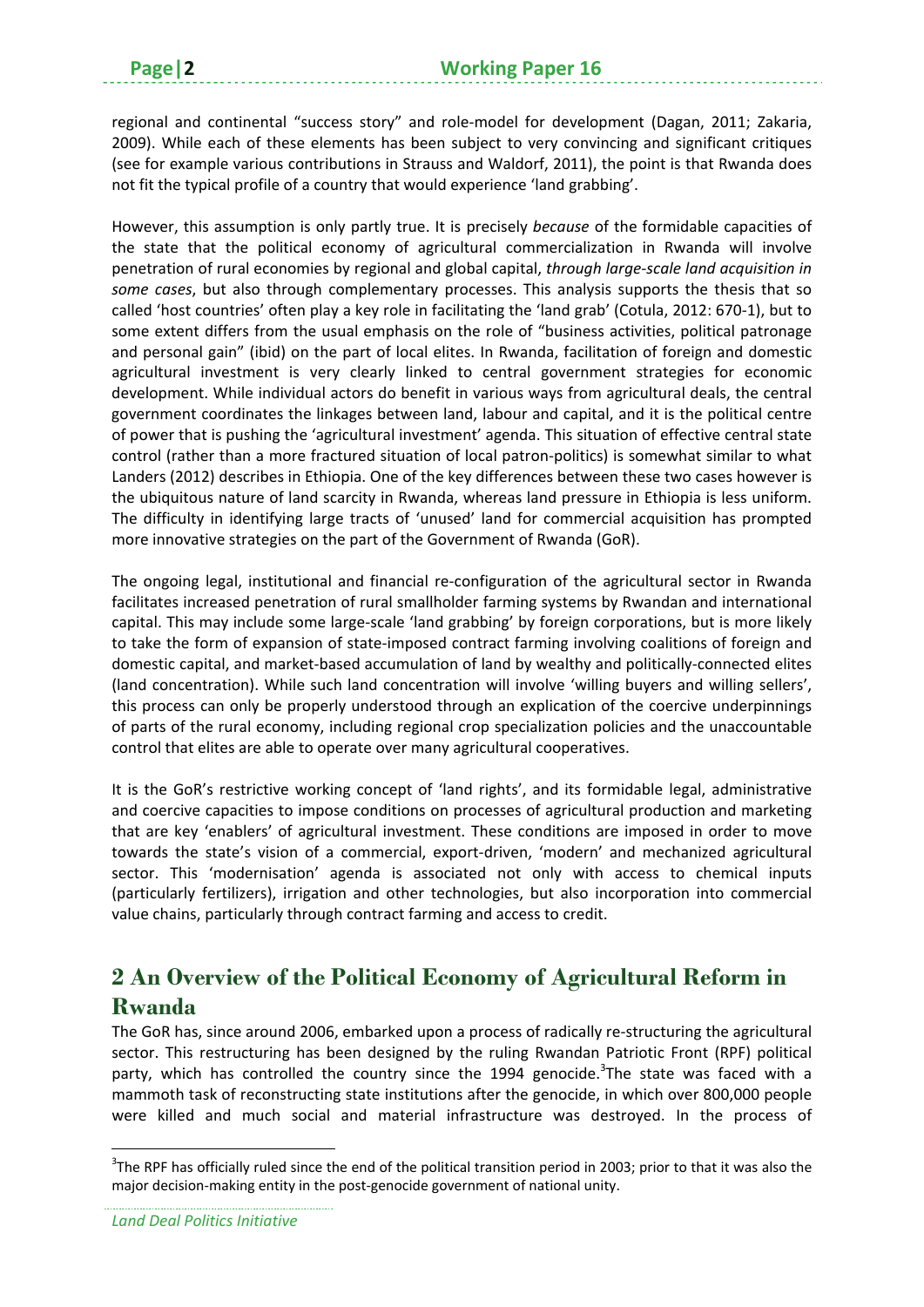regional and continental "success story" and role-model for development (Dagan, 2011; Zakaria, 2009). While each of these elements has been subject to very convincing and significant critiques (see for example various contributions in Strauss and Waldorf, 2011), the point is that Rwanda does not fit the typical profile of a country that would experience 'land grabbing'.

However, this assumption is only partly true. It is precisely *because* of the formidable capacities of the state that the political economy of agricultural commercialization in Rwanda will involve penetration of rural economies by regional and global capital, *through large-scale land acquisition in some cases*, but also through complementary processes. This analysis supports the thesis that so called 'host countries' often play a key role in facilitating the 'land grab' (Cotula, 2012: 670-1), but to some extent differs from the usual emphasis on the role of "business activities, political patronage and personal gain" (ibid) on the part of local elites. In Rwanda, facilitation of foreign and domestic agricultural investment is very clearly linked to central government strategies for economic development. While individual actors do benefit in various ways from agricultural deals, the central government coordinates the linkages between land, labour and capital, and it is the political centre of power that is pushing the 'agricultural investment' agenda. This situation of effective central state control (rather than a more fractured situation of local patron-politics) is somewhat similar to what Landers (2012) describes in Ethiopia. One of the key differences between these two cases however is the ubiquitous nature of land scarcity in Rwanda, whereas land pressure in Ethiopia is less uniform. The difficulty in identifying large tracts of 'unused' land for commercial acquisition has prompted more innovative strategies on the part of the Government of Rwanda (GoR).

The ongoing legal, institutional and financial re-configuration of the agricultural sector in Rwanda facilitates increased penetration of rural smallholder farming systems by Rwandan and international capital. This may include some large-scale 'land grabbing' by foreign corporations, but is more likely to take the form of expansion of state-imposed contract farming involving coalitions of foreign and domestic capital, and market-based accumulation of land by wealthy and politically-connected elites (land concentration). While such land concentration will involve 'willing buyers and willing sellers', this process can only be properly understood through an explication of the coercive underpinnings of parts of the rural economy, including regional crop specialization policies and the unaccountable control that elites are able to operate over many agricultural cooperatives.

It is the GoR's restrictive working concept of 'land rights', and its formidable legal, administrative and coercive capacities to impose conditions on processes of agricultural production and marketing that are key 'enablers' of agricultural investment. These conditions are imposed in order to move towards the state's vision of a commercial, export-driven, 'modern' and mechanized agricultural sector. This 'modernisation' agenda is associated not only with access to chemical inputs (particularly fertilizers), irrigation and other technologies, but also incorporation into commercial value chains, particularly through contract farming and access to credit.

## 2 An Overview of the Political Economy of Agricultural Reform in Rwanda

The GoR has, since around 2006, embarked upon a process of radically re-structuring the agricultural sector. This restructuring has been designed by the ruling Rwandan Patriotic Front (RPF) political party, which has controlled the country since the 1994 genocide.[3] The state was faced with a mammoth task of reconstructing state institutions after the genocide, in which over 800,000 people were killed and much social and material infrastructure was destroyed. In the process of

[3] The RPF has officially ruled since the end of the political transition period in 2003; prior to that it was also the major decision-making entity in the post-genocide government of national unity.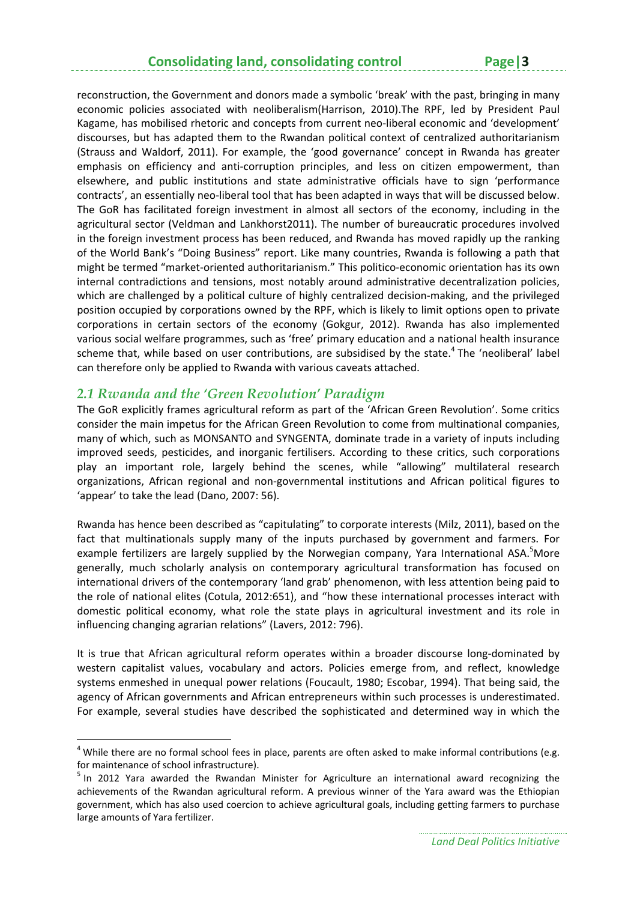reconstruction, the Government and donors made a symbolic 'break' with the past, bringing in many economic policies associated with neoliberalism(Harrison, 2010).The RPF, led by President Paul Kagame, has mobilised rhetoric and concepts from current neo-liberal economic and 'development' discourses, but has adapted them to the Rwandan political context of centralized authoritarianism (Strauss and Waldorf, 2011). For example, the 'good governance' concept in Rwanda has greater emphasis on efficiency and anti-corruption principles, and less on citizen empowerment, than elsewhere, and public institutions and state administrative officials have to sign 'performance contracts', an essentially neo-liberal tool that has been adapted in ways that will be discussed below. The GoR has facilitated foreign investment in almost all sectors of the economy, including in the agricultural sector (Veldman and Lankhorst2011). The number of bureaucratic procedures involved in the foreign investment process has been reduced, and Rwanda has moved rapidly up the ranking of the World Bank's "Doing Business" report. Like many countries, Rwanda is following a path that might be termed "market-oriented authoritarianism." This politico-economic orientation has its own internal contradictions and tensions, most notably around administrative decentralization policies, which are challenged by a political culture of highly centralized decision-making, and the privileged position occupied by corporations owned by the RPF, which is likely to limit options open to private corporations in certain sectors of the economy (Gokgur, 2012). Rwanda has also implemented various social welfare programmes, such as 'free' primary education and a national health insurance scheme that, while based on user contributions, are subsidised by the state.[4] The 'neoliberal' label can therefore only be applied to Rwanda with various caveats attached.

## *2.1 Rwanda and the 'Green Revolution' Paradigm*

The GoR explicitly frames agricultural reform as part of the 'African Green Revolution'. Some critics consider the main impetus for the African Green Revolution to come from multinational companies, many of which, such as MONSANTO and SYNGENTA, dominate trade in a variety of inputs including improved seeds, pesticides, and inorganic fertilisers. According to these critics, such corporations play an important role, largely behind the scenes, while "allowing" multilateral research organizations, African regional and non-governmental institutions and African political figures to 'appear' to take the lead (Dano, 2007: 56).

Rwanda has hence been described as "capitulating" to corporate interests (Milz, 2011), based on the fact that multinationals supply many of the inputs purchased by government and farmers. For example fertilizers are largely supplied by the Norwegian company, Yara International ASA.[5]More generally, much scholarly analysis on contemporary agricultural transformation has focused on international drivers of the contemporary 'land grab' phenomenon, with less attention being paid to the role of national elites (Cotula, 2012:651), and "how these international processes interact with domestic political economy, what role the state plays in agricultural investment and its role in influencing changing agrarian relations" (Lavers, 2012: 796).

It is true that African agricultural reform operates within a broader discourse long-dominated by western capitalist values, vocabulary and actors. Policies emerge from, and reflect, knowledge systems enmeshed in unequal power relations (Foucault, 1980; Escobar, 1994). That being said, the agency of African governments and African entrepreneurs within such processes is underestimated. For example, several studies have described the sophisticated and determined way in which the

---

[4] While there are no formal school fees in place, parents are often asked to make informal contributions (e.g. for maintenance of school infrastructure).

[5] In 2012 Yara awarded the Rwandan Minister for Agriculture an international award recognizing the achievements of the Rwandan agricultural reform. A previous winner of the Yara award was the Ethiopian government, which has also used coercion to achieve agricultural goals, including getting farmers to purchase large amounts of Yara fertilizer.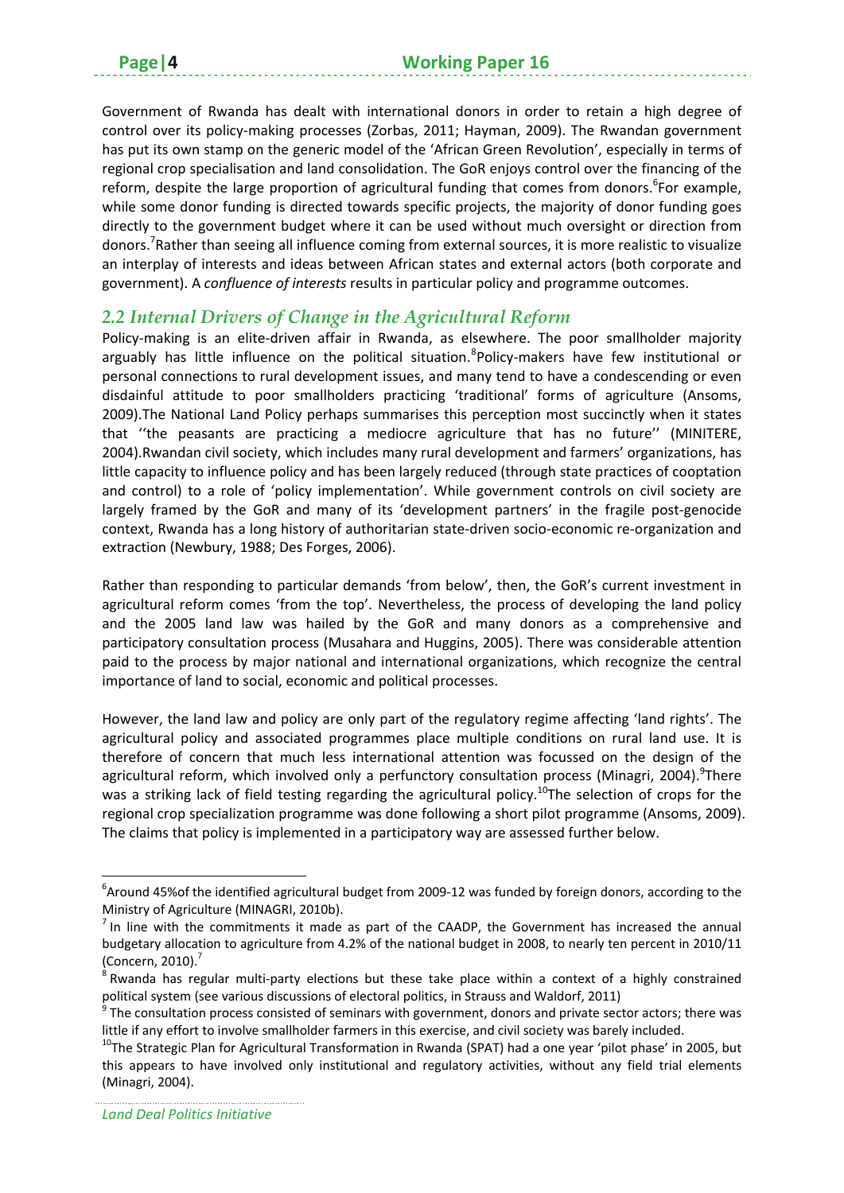Government of Rwanda has dealt with international donors in order to retain a high degree of control over its policy-making processes (Zorbas, 2011; Hayman, 2009). The Rwandan government has put its own stamp on the generic model of the 'African Green Revolution', especially in terms of regional crop specialisation and land consolidation. The GoR enjoys control over the financing of the reform, despite the large proportion of agricultural funding that comes from donors.[6]For example, while some donor funding is directed towards specific projects, the majority of donor funding goes directly to the government budget where it can be used without much oversight or direction from donors.[7]Rather than seeing all influence coming from external sources, it is more realistic to visualize an interplay of interests and ideas between African states and external actors (both corporate and government). A *confluence of interests* results in particular policy and programme outcomes.

## *2.2 Internal Drivers of Change in the Agricultural Reform*

Policy-making is an elite-driven affair in Rwanda, as elsewhere. The poor smallholder majority arguably has little influence on the political situation.[8]Policy-makers have few institutional or personal connections to rural development issues, and many tend to have a condescending or even disdainful attitude to poor smallholders practicing 'traditional' forms of agriculture (Ansoms, 2009).The National Land Policy perhaps summarises this perception most succinctly when it states that ''the peasants are practicing a mediocre agriculture that has no future'' (MINITERE, 2004).Rwandan civil society, which includes many rural development and farmers' organizations, has little capacity to influence policy and has been largely reduced (through state practices of cooptation and control) to a role of 'policy implementation'. While government controls on civil society are largely framed by the GoR and many of its 'development partners' in the fragile post-genocide context, Rwanda has a long history of authoritarian state-driven socio-economic re-organization and extraction (Newbury, 1988; Des Forges, 2006).

Rather than responding to particular demands 'from below', then, the GoR's current investment in agricultural reform comes 'from the top'. Nevertheless, the process of developing the land policy and the 2005 land law was hailed by the GoR and many donors as a comprehensive and participatory consultation process (Musahara and Huggins, 2005). There was considerable attention paid to the process by major national and international organizations, which recognize the central importance of land to social, economic and political processes.

However, the land law and policy are only part of the regulatory regime affecting 'land rights'. The agricultural policy and associated programmes place multiple conditions on rural land use. It is therefore of concern that much less international attention was focussed on the design of the agricultural reform, which involved only a perfunctory consultation process (Minagri, 2004).[9]There was a striking lack of field testing regarding the agricultural policy.[10]The selection of crops for the regional crop specialization programme was done following a short pilot programme (Ansoms, 2009). The claims that policy is implemented in a participatory way are assessed further below.

---

[6]Around 45%of the identified agricultural budget from 2009-12 was funded by foreign donors, according to the Ministry of Agriculture (MINAGRI, 2010b).

[7] In line with the commitments it made as part of the CAADP, the Government has increased the annual budgetary allocation to agriculture from 4.2% of the national budget in 2008, to nearly ten percent in 2010/11 (Concern, 2010).[7]

[8] Rwanda has regular multi-party elections but these take place within a context of a highly constrained political system (see various discussions of electoral politics, in Strauss and Waldorf, 2011)

[9] The consultation process consisted of seminars with government, donors and private sector actors; there was little if any effort to involve smallholder farmers in this exercise, and civil society was barely included.

[10]The Strategic Plan for Agricultural Transformation in Rwanda (SPAT) had a one year 'pilot phase' in 2005, but this appears to have involved only institutional and regulatory activities, without any field trial elements (Minagri, 2004).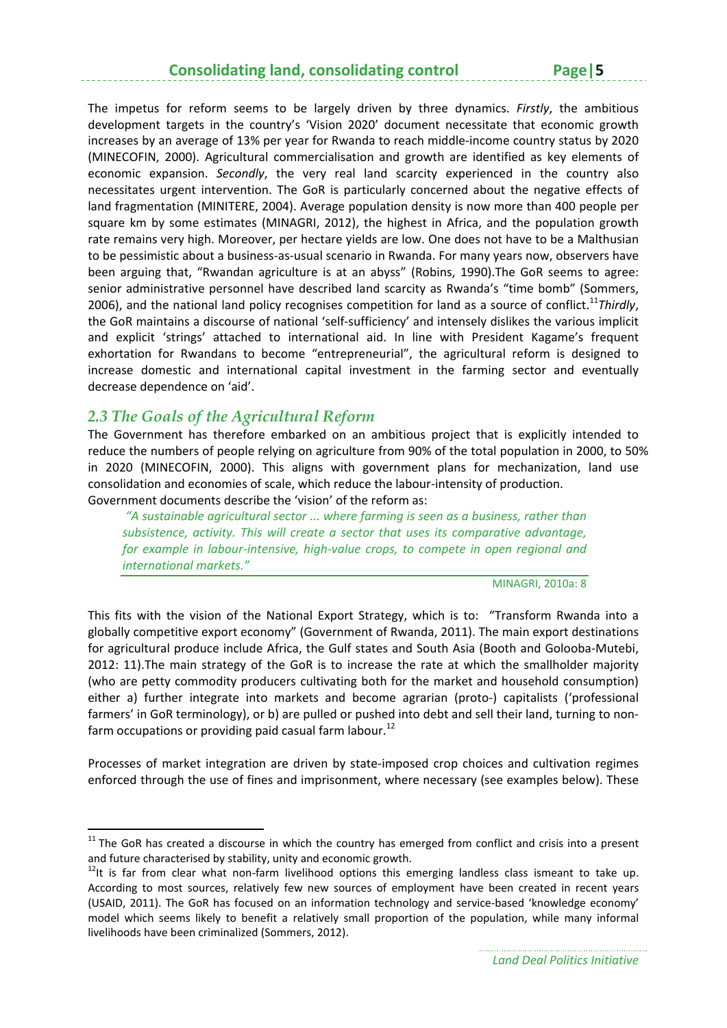The impetus for reform seems to be largely driven by three dynamics. *Firstly*, the ambitious development targets in the country's 'Vision 2020' document necessitate that economic growth increases by an average of 13% per year for Rwanda to reach middle-income country status by 2020 (MINECOFIN, 2000). Agricultural commercialisation and growth are identified as key elements of economic expansion. *Secondly*, the very real land scarcity experienced in the country also necessitates urgent intervention. The GoR is particularly concerned about the negative effects of land fragmentation (MINITERE, 2004). Average population density is now more than 400 people per square km by some estimates (MINAGRI, 2012), the highest in Africa, and the population growth rate remains very high. Moreover, per hectare yields are low. One does not have to be a Malthusian to be pessimistic about a business-as-usual scenario in Rwanda. For many years now, observers have been arguing that, "Rwandan agriculture is at an abyss" (Robins, 1990).The GoR seems to agree: senior administrative personnel have described land scarcity as Rwanda's "time bomb" (Sommers, 2006), and the national land policy recognises competition for land as a source of conflict.[11] *Thirdly*, the GoR maintains a discourse of national 'self-sufficiency' and intensely dislikes the various implicit and explicit 'strings' attached to international aid. In line with President Kagame's frequent exhortation for Rwandans to become "entrepreneurial", the agricultural reform is designed to increase domestic and international capital investment in the farming sector and eventually decrease dependence on 'aid'.

## 2.3 The Goals of the Agricultural Reform

The Government has therefore embarked on an ambitious project that is explicitly intended to reduce the numbers of people relying on agriculture from 90% of the total population in 2000, to 50% in 2020 (MINECOFIN, 2000). This aligns with government plans for mechanization, land use consolidation and economies of scale, which reduce the labour-intensity of production.
Government documents describe the 'vision' of the reform as:

> *"A sustainable agricultural sector ... where farming is seen as a business, rather than subsistence, activity. This will create a sector that uses its comparative advantage, for example in labour-intensive, high-value crops, to compete in open regional and international markets."*
>
> MINAGRI, 2010a: 8

This fits with the vision of the National Export Strategy, which is to: "Transform Rwanda into a globally competitive export economy" (Government of Rwanda, 2011). The main export destinations for agricultural produce include Africa, the Gulf states and South Asia (Booth and Golooba-Mutebi, 2012: 11).The main strategy of the GoR is to increase the rate at which the smallholder majority (who are petty commodity producers cultivating both for the market and household consumption) either a) further integrate into markets and become agrarian (proto-) capitalists ('professional farmers' in GoR terminology), or b) are pulled or pushed into debt and sell their land, turning to non-farm occupations or providing paid casual farm labour.[12]

Processes of market integration are driven by state-imposed crop choices and cultivation regimes enforced through the use of fines and imprisonment, where necessary (see examples below). These

---

[11] The GoR has created a discourse in which the country has emerged from conflict and crisis into a present and future characterised by stability, unity and economic growth.

[12] It is far from clear what non-farm livelihood options this emerging landless class ismeant to take up. According to most sources, relatively few new sources of employment have been created in recent years (USAID, 2011). The GoR has focused on an information technology and service-based 'knowledge economy' model which seems likely to benefit a relatively small proportion of the population, while many informal livelihoods have been criminalized (Sommers, 2012).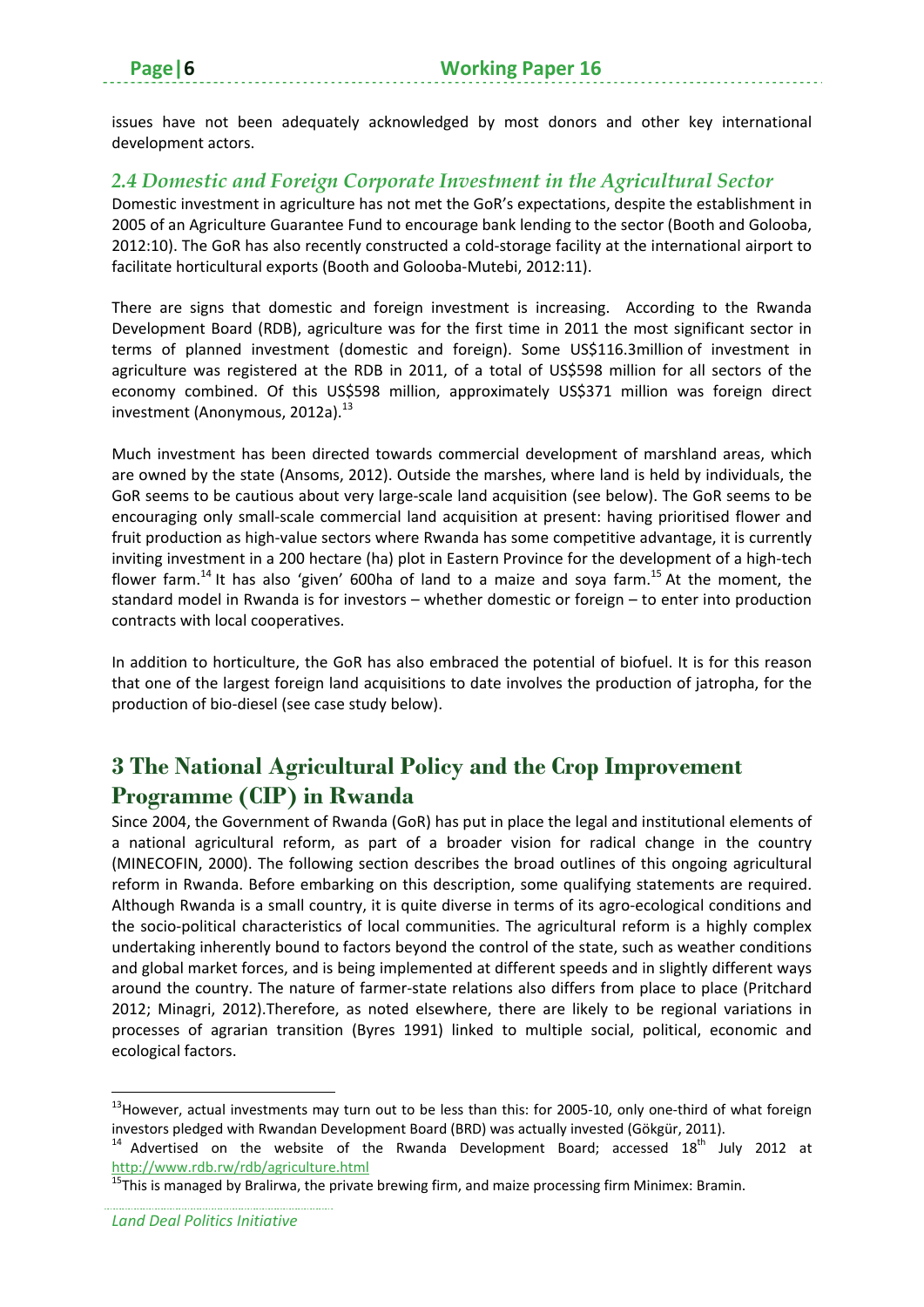issues have not been adequately acknowledged by most donors and other key international development actors.

### *2.4 Domestic and Foreign Corporate Investment in the Agricultural Sector*

Domestic investment in agriculture has not met the GoR's expectations, despite the establishment in 2005 of an Agriculture Guarantee Fund to encourage bank lending to the sector (Booth and Golooba, 2012:10). The GoR has also recently constructed a cold-storage facility at the international airport to facilitate horticultural exports (Booth and Golooba-Mutebi, 2012:11).

There are signs that domestic and foreign investment is increasing. According to the Rwanda Development Board (RDB), agriculture was for the first time in 2011 the most significant sector in terms of planned investment (domestic and foreign). Some US$116.3million of investment in agriculture was registered at the RDB in 2011, of a total of US$598 million for all sectors of the economy combined. Of this US$598 million, approximately US$371 million was foreign direct investment (Anonymous, 2012a).[13]

Much investment has been directed towards commercial development of marshland areas, which are owned by the state (Ansoms, 2012). Outside the marshes, where land is held by individuals, the GoR seems to be cautious about very large-scale land acquisition (see below). The GoR seems to be encouraging only small-scale commercial land acquisition at present: having prioritised flower and fruit production as high-value sectors where Rwanda has some competitive advantage, it is currently inviting investment in a 200 hectare (ha) plot in Eastern Province for the development of a high-tech flower farm.[14] It has also 'given' 600ha of land to a maize and soya farm.[15] At the moment, the standard model in Rwanda is for investors – whether domestic or foreign – to enter into production contracts with local cooperatives.

In addition to horticulture, the GoR has also embraced the potential of biofuel. It is for this reason that one of the largest foreign land acquisitions to date involves the production of jatropha, for the production of bio-diesel (see case study below).

## 3 The National Agricultural Policy and the Crop Improvement Programme (CIP) in Rwanda

Since 2004, the Government of Rwanda (GoR) has put in place the legal and institutional elements of a national agricultural reform, as part of a broader vision for radical change in the country (MINECOFIN, 2000). The following section describes the broad outlines of this ongoing agricultural reform in Rwanda. Before embarking on this description, some qualifying statements are required. Although Rwanda is a small country, it is quite diverse in terms of its agro-ecological conditions and the socio-political characteristics of local communities. The agricultural reform is a highly complex undertaking inherently bound to factors beyond the control of the state, such as weather conditions and global market forces, and is being implemented at different speeds and in slightly different ways around the country. The nature of farmer-state relations also differs from place to place (Pritchard 2012; Minagri, 2012).Therefore, as noted elsewhere, there are likely to be regional variations in processes of agrarian transition (Byres 1991) linked to multiple social, political, economic and ecological factors.

---

[13] However, actual investments may turn out to be less than this: for 2005-10, only one-third of what foreign investors pledged with Rwandan Development Board (BRD) was actually invested (Gökgür, 2011).

[14] Advertised on the website of the Rwanda Development Board; accessed 18th July 2012 at http://www.rdb.rw/rdb/agriculture.html

[15] This is managed by Bralirwa, the private brewing firm, and maize processing firm Minimex: Bramin.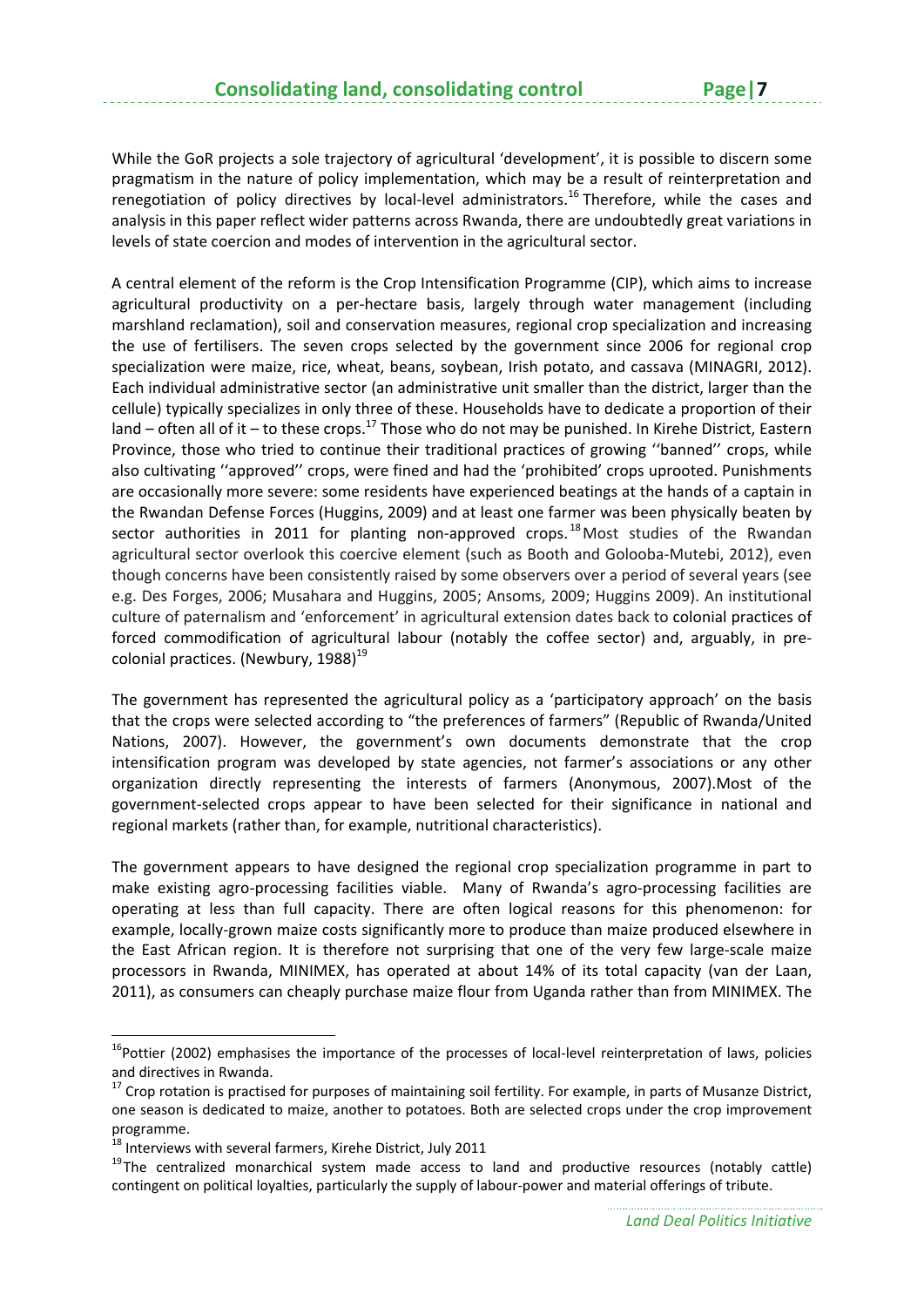While the GoR projects a sole trajectory of agricultural 'development', it is possible to discern some pragmatism in the nature of policy implementation, which may be a result of reinterpretation and renegotiation of policy directives by local-level administrators.[16] Therefore, while the cases and analysis in this paper reflect wider patterns across Rwanda, there are undoubtedly great variations in levels of state coercion and modes of intervention in the agricultural sector.

A central element of the reform is the Crop Intensification Programme (CIP), which aims to increase agricultural productivity on a per-hectare basis, largely through water management (including marshland reclamation), soil and conservation measures, regional crop specialization and increasing the use of fertilisers. The seven crops selected by the government since 2006 for regional crop specialization were maize, rice, wheat, beans, soybean, Irish potato, and cassava (MINAGRI, 2012). Each individual administrative sector (an administrative unit smaller than the district, larger than the cellule) typically specializes in only three of these. Households have to dedicate a proportion of their land – often all of it – to these crops.[17] Those who do not may be punished. In Kirehe District, Eastern Province, those who tried to continue their traditional practices of growing ''banned'' crops, while also cultivating ''approved'' crops, were fined and had the 'prohibited' crops uprooted. Punishments are occasionally more severe: some residents have experienced beatings at the hands of a captain in the Rwandan Defense Forces (Huggins, 2009) and at least one farmer was been physically beaten by sector authorities in 2011 for planting non-approved crops.[18] Most studies of the Rwandan agricultural sector overlook this coercive element (such as Booth and Golooba-Mutebi, 2012), even though concerns have been consistently raised by some observers over a period of several years (see e.g. Des Forges, 2006; Musahara and Huggins, 2005; Ansoms, 2009; Huggins 2009). An institutional culture of paternalism and 'enforcement' in agricultural extension dates back to colonial practices of forced commodification of agricultural labour (notably the coffee sector) and, arguably, in pre-colonial practices. (Newbury, 1988)[19]

The government has represented the agricultural policy as a 'participatory approach' on the basis that the crops were selected according to "the preferences of farmers" (Republic of Rwanda/United Nations, 2007). However, the government's own documents demonstrate that the crop intensification program was developed by state agencies, not farmer's associations or any other organization directly representing the interests of farmers (Anonymous, 2007).Most of the government-selected crops appear to have been selected for their significance in national and regional markets (rather than, for example, nutritional characteristics).

The government appears to have designed the regional crop specialization programme in part to make existing agro-processing facilities viable. Many of Rwanda's agro-processing facilities are operating at less than full capacity. There are often logical reasons for this phenomenon: for example, locally-grown maize costs significantly more to produce than maize produced elsewhere in the East African region. It is therefore not surprising that one of the very few large-scale maize processors in Rwanda, MINIMEX, has operated at about 14% of its total capacity (van der Laan, 2011), as consumers can cheaply purchase maize flour from Uganda rather than from MINIMEX. The

---

[16] Pottier (2002) emphasises the importance of the processes of local-level reinterpretation of laws, policies and directives in Rwanda.

[17] Crop rotation is practised for purposes of maintaining soil fertility. For example, in parts of Musanze District, one season is dedicated to maize, another to potatoes. Both are selected crops under the crop improvement programme.

[18] Interviews with several farmers, Kirehe District, July 2011

[19] The centralized monarchical system made access to land and productive resources (notably cattle) contingent on political loyalties, particularly the supply of labour-power and material offerings of tribute.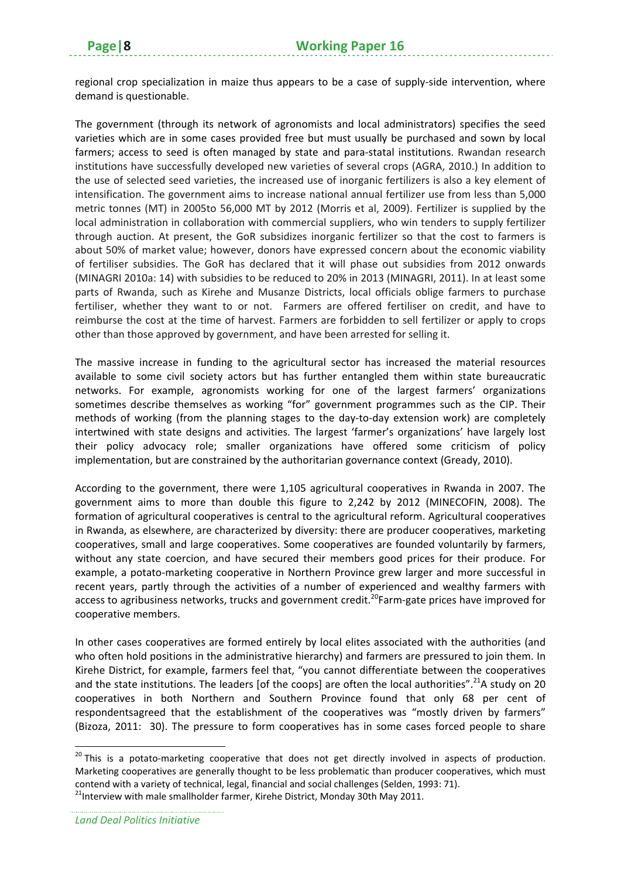regional crop specialization in maize thus appears to be a case of supply-side intervention, where demand is questionable.

The government (through its network of agronomists and local administrators) specifies the seed varieties which are in some cases provided free but must usually be purchased and sown by local farmers; access to seed is often managed by state and para-statal institutions. Rwandan research institutions have successfully developed new varieties of several crops (AGRA, 2010.) In addition to the use of selected seed varieties, the increased use of inorganic fertilizers is also a key element of intensification. The government aims to increase national annual fertilizer use from less than 5,000 metric tonnes (MT) in 2005to 56,000 MT by 2012 (Morris et al, 2009). Fertilizer is supplied by the local administration in collaboration with commercial suppliers, who win tenders to supply fertilizer through auction. At present, the GoR subsidizes inorganic fertilizer so that the cost to farmers is about 50% of market value; however, donors have expressed concern about the economic viability of fertiliser subsidies. The GoR has declared that it will phase out subsidies from 2012 onwards (MINAGRI 2010a: 14) with subsidies to be reduced to 20% in 2013 (MINAGRI, 2011). In at least some parts of Rwanda, such as Kirehe and Musanze Districts, local officials oblige farmers to purchase fertiliser, whether they want to or not. Farmers are offered fertiliser on credit, and have to reimburse the cost at the time of harvest. Farmers are forbidden to sell fertilizer or apply to crops other than those approved by government, and have been arrested for selling it.

The massive increase in funding to the agricultural sector has increased the material resources available to some civil society actors but has further entangled them within state bureaucratic networks. For example, agronomists working for one of the largest farmers' organizations sometimes describe themselves as working "for" government programmes such as the CIP. Their methods of working (from the planning stages to the day-to-day extension work) are completely intertwined with state designs and activities. The largest 'farmer's organizations' have largely lost their policy advocacy role; smaller organizations have offered some criticism of policy implementation, but are constrained by the authoritarian governance context (Gready, 2010).

According to the government, there were 1,105 agricultural cooperatives in Rwanda in 2007. The government aims to more than double this figure to 2,242 by 2012 (MINECOFIN, 2008). The formation of agricultural cooperatives is central to the agricultural reform. Agricultural cooperatives in Rwanda, as elsewhere, are characterized by diversity: there are producer cooperatives, marketing cooperatives, small and large cooperatives. Some cooperatives are founded voluntarily by farmers, without any state coercion, and have secured their members good prices for their produce. For example, a potato-marketing cooperative in Northern Province grew larger and more successful in recent years, partly through the activities of a number of experienced and wealthy farmers with access to agribusiness networks, trucks and government credit.[20]Farm-gate prices have improved for cooperative members.

In other cases cooperatives are formed entirely by local elites associated with the authorities (and who often hold positions in the administrative hierarchy) and farmers are pressured to join them. In Kirehe District, for example, farmers feel that, "you cannot differentiate between the cooperatives and the state institutions. The leaders [of the coops] are often the local authorities".[21]A study on 20 cooperatives in both Northern and Southern Province found that only 68 per cent of respondentsagreed that the establishment of the cooperatives was "mostly driven by farmers" (Bizoza, 2011: 30). The pressure to form cooperatives has in some cases forced people to share

[20] This is a potato-marketing cooperative that does not get directly involved in aspects of production. Marketing cooperatives are generally thought to be less problematic than producer cooperatives, which must contend with a variety of technical, legal, financial and social challenges (Selden, 1993: 71).

[21]Interview with male smallholder farmer, Kirehe District, Monday 30th May 2011.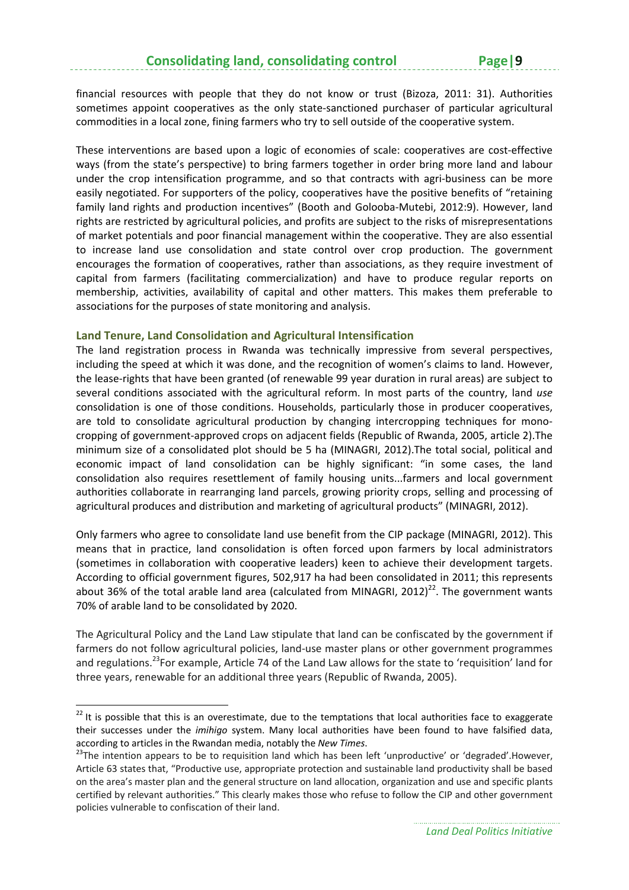financial resources with people that they do not know or trust (Bizoza, 2011: 31). Authorities sometimes appoint cooperatives as the only state-sanctioned purchaser of particular agricultural commodities in a local zone, fining farmers who try to sell outside of the cooperative system.

These interventions are based upon a logic of economies of scale: cooperatives are cost-effective ways (from the state's perspective) to bring farmers together in order bring more land and labour under the crop intensification programme, and so that contracts with agri-business can be more easily negotiated. For supporters of the policy, cooperatives have the positive benefits of "retaining family land rights and production incentives" (Booth and Golooba-Mutebi, 2012:9). However, land rights are restricted by agricultural policies, and profits are subject to the risks of misrepresentations of market potentials and poor financial management within the cooperative. They are also essential to increase land use consolidation and state control over crop production. The government encourages the formation of cooperatives, rather than associations, as they require investment of capital from farmers (facilitating commercialization) and have to produce regular reports on membership, activities, availability of capital and other matters. This makes them preferable to associations for the purposes of state monitoring and analysis.

### Land Tenure, Land Consolidation and Agricultural Intensification

The land registration process in Rwanda was technically impressive from several perspectives, including the speed at which it was done, and the recognition of women's claims to land. However, the lease-rights that have been granted (of renewable 99 year duration in rural areas) are subject to several conditions associated with the agricultural reform. In most parts of the country, land *use* consolidation is one of those conditions. Households, particularly those in producer cooperatives, are told to consolidate agricultural production by changing intercropping techniques for mono-cropping of government-approved crops on adjacent fields (Republic of Rwanda, 2005, article 2).The minimum size of a consolidated plot should be 5 ha (MINAGRI, 2012).The total social, political and economic impact of land consolidation can be highly significant: "in some cases, the land consolidation also requires resettlement of family housing units...farmers and local government authorities collaborate in rearranging land parcels, growing priority crops, selling and processing of agricultural produces and distribution and marketing of agricultural products" (MINAGRI, 2012).

Only farmers who agree to consolidate land use benefit from the CIP package (MINAGRI, 2012). This means that in practice, land consolidation is often forced upon farmers by local administrators (sometimes in collaboration with cooperative leaders) keen to achieve their development targets. According to official government figures, 502,917 ha had been consolidated in 2011; this represents about 36% of the total arable land area (calculated from MINAGRI, 2012)[22]. The government wants 70% of arable land to be consolidated by 2020.

The Agricultural Policy and the Land Law stipulate that land can be confiscated by the government if farmers do not follow agricultural policies, land-use master plans or other government programmes and regulations.[23]For example, Article 74 of the Land Law allows for the state to 'requisition' land for three years, renewable for an additional three years (Republic of Rwanda, 2005).

---

[22] It is possible that this is an overestimate, due to the temptations that local authorities face to exaggerate their successes under the *imihigo* system. Many local authorities have been found to have falsified data, according to articles in the Rwandan media, notably the *New Times*.

[23]The intention appears to be to requisition land which has been left 'unproductive' or 'degraded'.However, Article 63 states that, "Productive use, appropriate protection and sustainable land productivity shall be based on the area's master plan and the general structure on land allocation, organization and use and specific plants certified by relevant authorities." This clearly makes those who refuse to follow the CIP and other government policies vulnerable to confiscation of their land.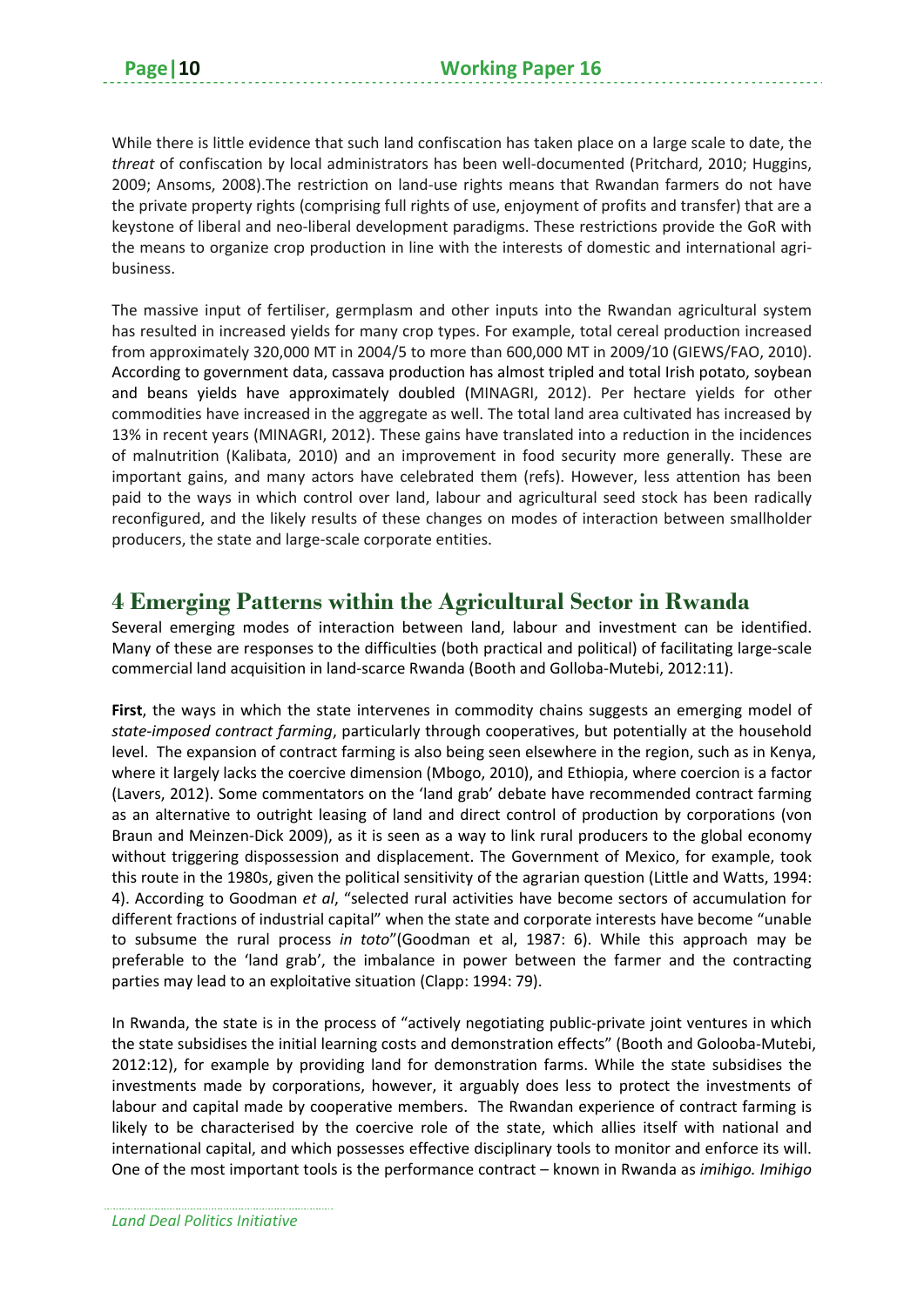While there is little evidence that such land confiscation has taken place on a large scale to date, the *threat* of confiscation by local administrators has been well-documented (Pritchard, 2010; Huggins, 2009; Ansoms, 2008).The restriction on land-use rights means that Rwandan farmers do not have the private property rights (comprising full rights of use, enjoyment of profits and transfer) that are a keystone of liberal and neo-liberal development paradigms. These restrictions provide the GoR with the means to organize crop production in line with the interests of domestic and international agri-business.

The massive input of fertiliser, germplasm and other inputs into the Rwandan agricultural system has resulted in increased yields for many crop types. For example, total cereal production increased from approximately 320,000 MT in 2004/5 to more than 600,000 MT in 2009/10 (GIEWS/FAO, 2010). According to government data, cassava production has almost tripled and total Irish potato, soybean and beans yields have approximately doubled (MINAGRI, 2012). Per hectare yields for other commodities have increased in the aggregate as well. The total land area cultivated has increased by 13% in recent years (MINAGRI, 2012). These gains have translated into a reduction in the incidences of malnutrition (Kalibata, 2010) and an improvement in food security more generally. These are important gains, and many actors have celebrated them (refs). However, less attention has been paid to the ways in which control over land, labour and agricultural seed stock has been radically reconfigured, and the likely results of these changes on modes of interaction between smallholder producers, the state and large-scale corporate entities.

# 4 Emerging Patterns within the Agricultural Sector in Rwanda

Several emerging modes of interaction between land, labour and investment can be identified. Many of these are responses to the difficulties (both practical and political) of facilitating large-scale commercial land acquisition in land-scarce Rwanda (Booth and Golloba-Mutebi, 2012:11).

**First**, the ways in which the state intervenes in commodity chains suggests an emerging model of *state-imposed contract farming*, particularly through cooperatives, but potentially at the household level. The expansion of contract farming is also being seen elsewhere in the region, such as in Kenya, where it largely lacks the coercive dimension (Mbogo, 2010), and Ethiopia, where coercion is a factor (Lavers, 2012). Some commentators on the 'land grab' debate have recommended contract farming as an alternative to outright leasing of land and direct control of production by corporations (von Braun and Meinzen-Dick 2009), as it is seen as a way to link rural producers to the global economy without triggering dispossession and displacement. The Government of Mexico, for example, took this route in the 1980s, given the political sensitivity of the agrarian question (Little and Watts, 1994: 4). According to Goodman *et al*, "selected rural activities have become sectors of accumulation for different fractions of industrial capital" when the state and corporate interests have become "unable to subsume the rural process *in toto*"(Goodman et al, 1987: 6). While this approach may be preferable to the 'land grab', the imbalance in power between the farmer and the contracting parties may lead to an exploitative situation (Clapp: 1994: 79).

In Rwanda, the state is in the process of "actively negotiating public-private joint ventures in which the state subsidises the initial learning costs and demonstration effects" (Booth and Golooba-Mutebi, 2012:12), for example by providing land for demonstration farms. While the state subsidises the investments made by corporations, however, it arguably does less to protect the investments of labour and capital made by cooperative members. The Rwandan experience of contract farming is likely to be characterised by the coercive role of the state, which allies itself with national and international capital, and which possesses effective disciplinary tools to monitor and enforce its will. One of the most important tools is the performance contract – known in Rwanda as *imihigo. Imihigo*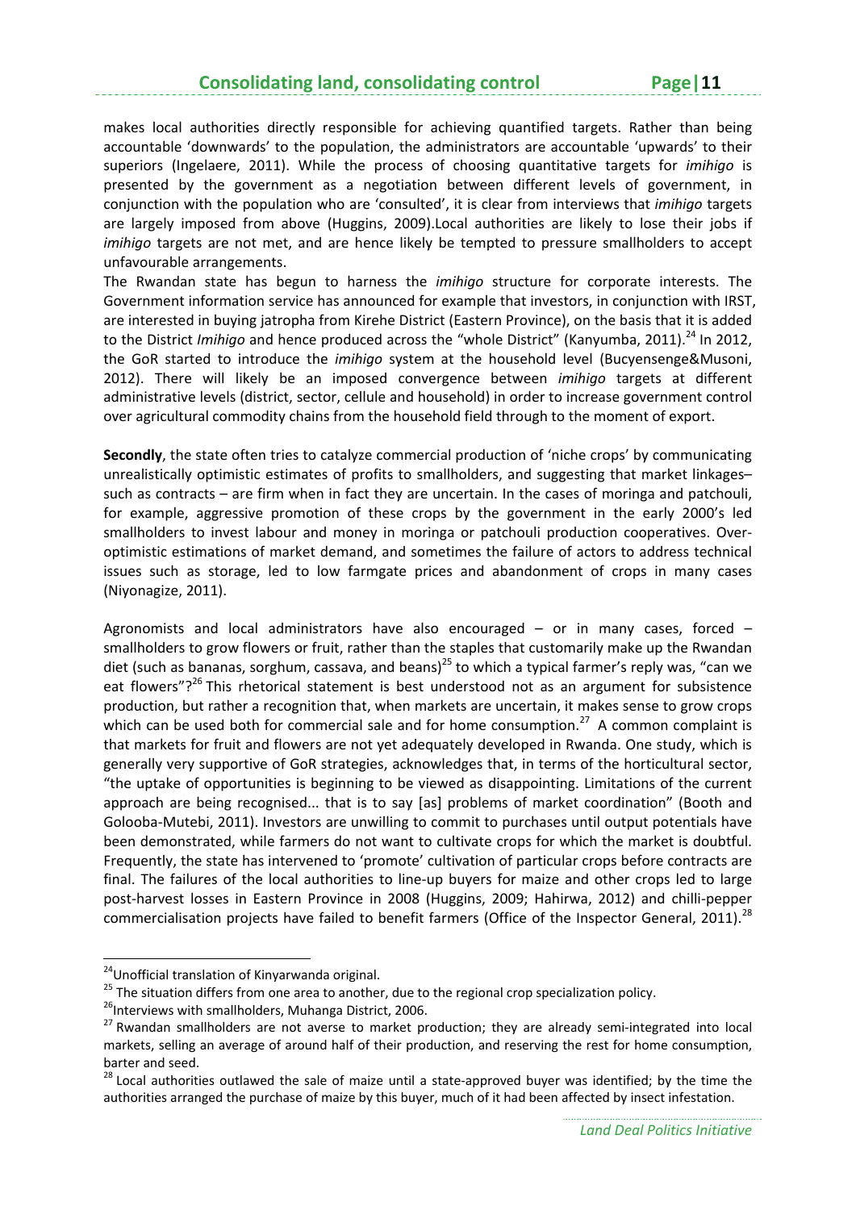makes local authorities directly responsible for achieving quantified targets. Rather than being accountable 'downwards' to the population, the administrators are accountable 'upwards' to their superiors (Ingelaere, 2011). While the process of choosing quantitative targets for *imihigo* is presented by the government as a negotiation between different levels of government, in conjunction with the population who are 'consulted', it is clear from interviews that *imihigo* targets are largely imposed from above (Huggins, 2009).Local authorities are likely to lose their jobs if *imihigo* targets are not met, and are hence likely be tempted to pressure smallholders to accept unfavourable arrangements.

The Rwandan state has begun to harness the *imihigo* structure for corporate interests. The Government information service has announced for example that investors, in conjunction with IRST, are interested in buying jatropha from Kirehe District (Eastern Province), on the basis that it is added to the District *Imihigo* and hence produced across the "whole District" (Kanyumba, 2011).[24] In 2012, the GoR started to introduce the *imihigo* system at the household level (Bucyensenge&Musoni, 2012). There will likely be an imposed convergence between *imihigo* targets at different administrative levels (district, sector, cellule and household) in order to increase government control over agricultural commodity chains from the household field through to the moment of export.

**Secondly**, the state often tries to catalyze commercial production of 'niche crops' by communicating unrealistically optimistic estimates of profits to smallholders, and suggesting that market linkages– such as contracts – are firm when in fact they are uncertain. In the cases of moringa and patchouli, for example, aggressive promotion of these crops by the government in the early 2000's led smallholders to invest labour and money in moringa or patchouli production cooperatives. Over-optimistic estimations of market demand, and sometimes the failure of actors to address technical issues such as storage, led to low farmgate prices and abandonment of crops in many cases (Niyonagize, 2011).

Agronomists and local administrators have also encouraged – or in many cases, forced – smallholders to grow flowers or fruit, rather than the staples that customarily make up the Rwandan diet (such as bananas, sorghum, cassava, and beans)[25] to which a typical farmer's reply was, "can we eat flowers"?[26] This rhetorical statement is best understood not as an argument for subsistence production, but rather a recognition that, when markets are uncertain, it makes sense to grow crops which can be used both for commercial sale and for home consumption.[27] A common complaint is that markets for fruit and flowers are not yet adequately developed in Rwanda. One study, which is generally very supportive of GoR strategies, acknowledges that, in terms of the horticultural sector, "the uptake of opportunities is beginning to be viewed as disappointing. Limitations of the current approach are being recognised... that is to say [as] problems of market coordination" (Booth and Golooba-Mutebi, 2011). Investors are unwilling to commit to purchases until output potentials have been demonstrated, while farmers do not want to cultivate crops for which the market is doubtful. Frequently, the state has intervened to 'promote' cultivation of particular crops before contracts are final. The failures of the local authorities to line-up buyers for maize and other crops led to large post-harvest losses in Eastern Province in 2008 (Huggins, 2009; Hahirwa, 2012) and chilli-pepper commercialisation projects have failed to benefit farmers (Office of the Inspector General, 2011).[28]

---

[24] Unofficial translation of Kinyarwanda original.

[25] The situation differs from one area to another, due to the regional crop specialization policy.

[26] Interviews with smallholders, Muhanga District, 2006.

[27] Rwandan smallholders are not averse to market production; they are already semi-integrated into local markets, selling an average of around half of their production, and reserving the rest for home consumption, barter and seed.

[28] Local authorities outlawed the sale of maize until a state-approved buyer was identified; by the time the authorities arranged the purchase of maize by this buyer, much of it had been affected by insect infestation.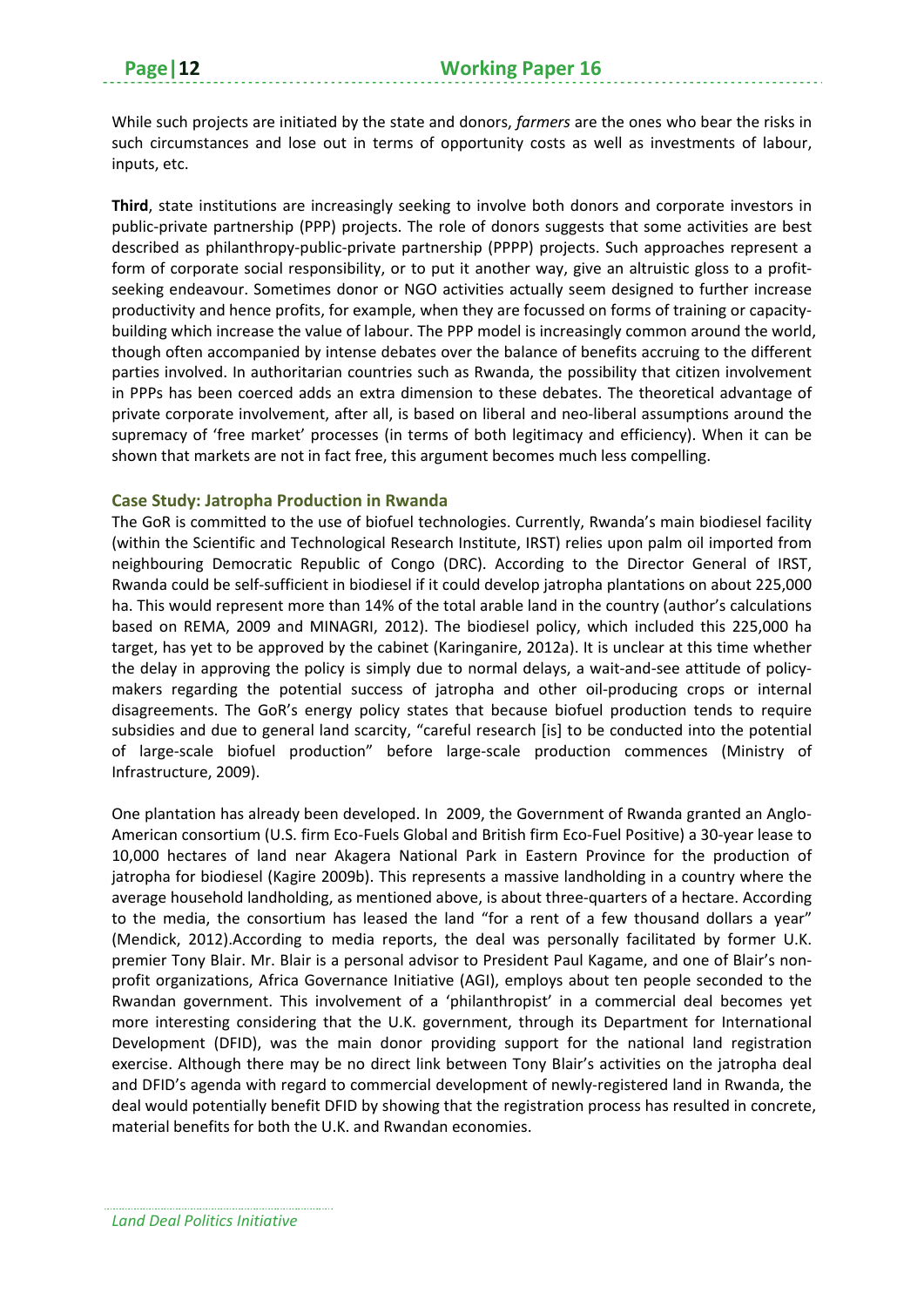While such projects are initiated by the state and donors, *farmers* are the ones who bear the risks in such circumstances and lose out in terms of opportunity costs as well as investments of labour, inputs, etc.

**Third**, state institutions are increasingly seeking to involve both donors and corporate investors in public-private partnership (PPP) projects. The role of donors suggests that some activities are best described as philanthropy-public-private partnership (PPPP) projects. Such approaches represent a form of corporate social responsibility, or to put it another way, give an altruistic gloss to a profit-seeking endeavour. Sometimes donor or NGO activities actually seem designed to further increase productivity and hence profits, for example, when they are focussed on forms of training or capacity-building which increase the value of labour. The PPP model is increasingly common around the world, though often accompanied by intense debates over the balance of benefits accruing to the different parties involved. In authoritarian countries such as Rwanda, the possibility that citizen involvement in PPPs has been coerced adds an extra dimension to these debates. The theoretical advantage of private corporate involvement, after all, is based on liberal and neo-liberal assumptions around the supremacy of 'free market' processes (in terms of both legitimacy and efficiency). When it can be shown that markets are not in fact free, this argument becomes much less compelling.

### Case Study: Jatropha Production in Rwanda

The GoR is committed to the use of biofuel technologies. Currently, Rwanda's main biodiesel facility (within the Scientific and Technological Research Institute, IRST) relies upon palm oil imported from neighbouring Democratic Republic of Congo (DRC). According to the Director General of IRST, Rwanda could be self-sufficient in biodiesel if it could develop jatropha plantations on about 225,000 ha. This would represent more than 14% of the total arable land in the country (author's calculations based on REMA, 2009 and MINAGRI, 2012). The biodiesel policy, which included this 225,000 ha target, has yet to be approved by the cabinet (Karinganire, 2012a). It is unclear at this time whether the delay in approving the policy is simply due to normal delays, a wait-and-see attitude of policy-makers regarding the potential success of jatropha and other oil-producing crops or internal disagreements. The GoR's energy policy states that because biofuel production tends to require subsidies and due to general land scarcity, "careful research [is] to be conducted into the potential of large-scale biofuel production" before large-scale production commences (Ministry of Infrastructure, 2009).

One plantation has already been developed. In 2009, the Government of Rwanda granted an Anglo-American consortium (U.S. firm Eco-Fuels Global and British firm Eco-Fuel Positive) a 30-year lease to 10,000 hectares of land near Akagera National Park in Eastern Province for the production of jatropha for biodiesel (Kagire 2009b). This represents a massive landholding in a country where the average household landholding, as mentioned above, is about three-quarters of a hectare. According to the media, the consortium has leased the land "for a rent of a few thousand dollars a year" (Mendick, 2012).According to media reports, the deal was personally facilitated by former U.K. premier Tony Blair. Mr. Blair is a personal advisor to President Paul Kagame, and one of Blair's non-profit organizations, Africa Governance Initiative (AGI), employs about ten people seconded to the Rwandan government. This involvement of a 'philanthropist' in a commercial deal becomes yet more interesting considering that the U.K. government, through its Department for International Development (DFID), was the main donor providing support for the national land registration exercise. Although there may be no direct link between Tony Blair's activities on the jatropha deal and DFID's agenda with regard to commercial development of newly-registered land in Rwanda, the deal would potentially benefit DFID by showing that the registration process has resulted in concrete, material benefits for both the U.K. and Rwandan economies.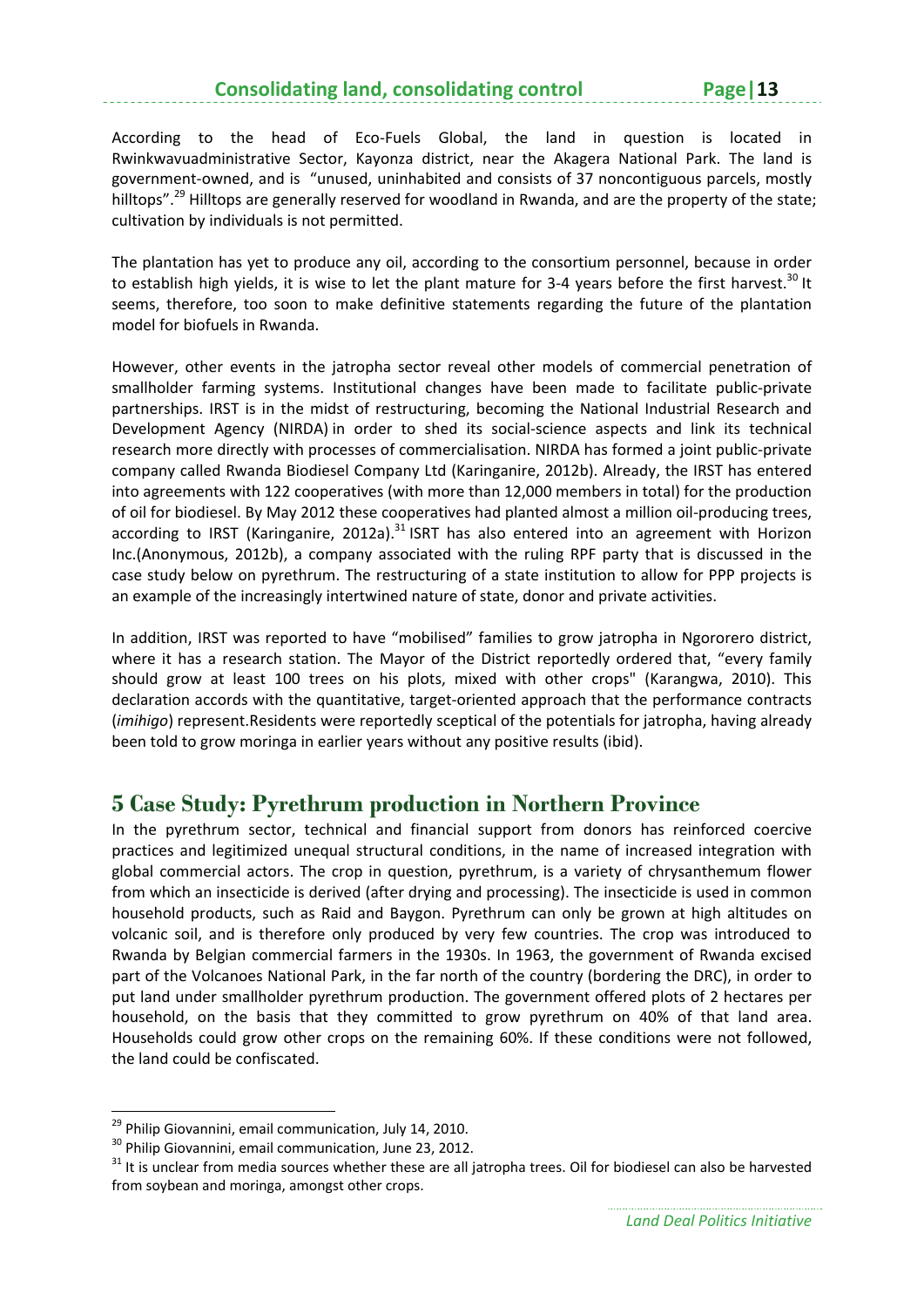According to the head of Eco-Fuels Global, the land in question is located in Rwinkwavuadministrative Sector, Kayonza district, near the Akagera National Park. The land is government-owned, and is "unused, uninhabited and consists of 37 noncontiguous parcels, mostly hilltops".[29] Hilltops are generally reserved for woodland in Rwanda, and are the property of the state; cultivation by individuals is not permitted.

The plantation has yet to produce any oil, according to the consortium personnel, because in order to establish high yields, it is wise to let the plant mature for 3-4 years before the first harvest.[30] It seems, therefore, too soon to make definitive statements regarding the future of the plantation model for biofuels in Rwanda.

However, other events in the jatropha sector reveal other models of commercial penetration of smallholder farming systems. Institutional changes have been made to facilitate public-private partnerships. IRST is in the midst of restructuring, becoming the National Industrial Research and Development Agency (NIRDA) in order to shed its social-science aspects and link its technical research more directly with processes of commercialisation. NIRDA has formed a joint public-private company called Rwanda Biodiesel Company Ltd (Karinganire, 2012b). Already, the IRST has entered into agreements with 122 cooperatives (with more than 12,000 members in total) for the production of oil for biodiesel. By May 2012 these cooperatives had planted almost a million oil-producing trees, according to IRST (Karinganire, 2012a).[31] ISRT has also entered into an agreement with Horizon Inc.(Anonymous, 2012b), a company associated with the ruling RPF party that is discussed in the case study below on pyrethrum. The restructuring of a state institution to allow for PPP projects is an example of the increasingly intertwined nature of state, donor and private activities.

In addition, IRST was reported to have "mobilised" families to grow jatropha in Ngororero district, where it has a research station. The Mayor of the District reportedly ordered that, "every family should grow at least 100 trees on his plots, mixed with other crops" (Karangwa, 2010). This declaration accords with the quantitative, target-oriented approach that the performance contracts (*imihigo*) represent.Residents were reportedly sceptical of the potentials for jatropha, having already been told to grow moringa in earlier years without any positive results (ibid).

## 5 Case Study: Pyrethrum production in Northern Province

In the pyrethrum sector, technical and financial support from donors has reinforced coercive practices and legitimized unequal structural conditions, in the name of increased integration with global commercial actors. The crop in question, pyrethrum, is a variety of chrysanthemum flower from which an insecticide is derived (after drying and processing). The insecticide is used in common household products, such as Raid and Baygon. Pyrethrum can only be grown at high altitudes on volcanic soil, and is therefore only produced by very few countries. The crop was introduced to Rwanda by Belgian commercial farmers in the 1930s. In 1963, the government of Rwanda excised part of the Volcanoes National Park, in the far north of the country (bordering the DRC), in order to put land under smallholder pyrethrum production. The government offered plots of 2 hectares per household, on the basis that they committed to grow pyrethrum on 40% of that land area. Households could grow other crops on the remaining 60%. If these conditions were not followed, the land could be confiscated.

---

[29] Philip Giovannini, email communication, July 14, 2010.

[30] Philip Giovannini, email communication, June 23, 2012.

[31] It is unclear from media sources whether these are all jatropha trees. Oil for biodiesel can also be harvested from soybean and moringa, amongst other crops.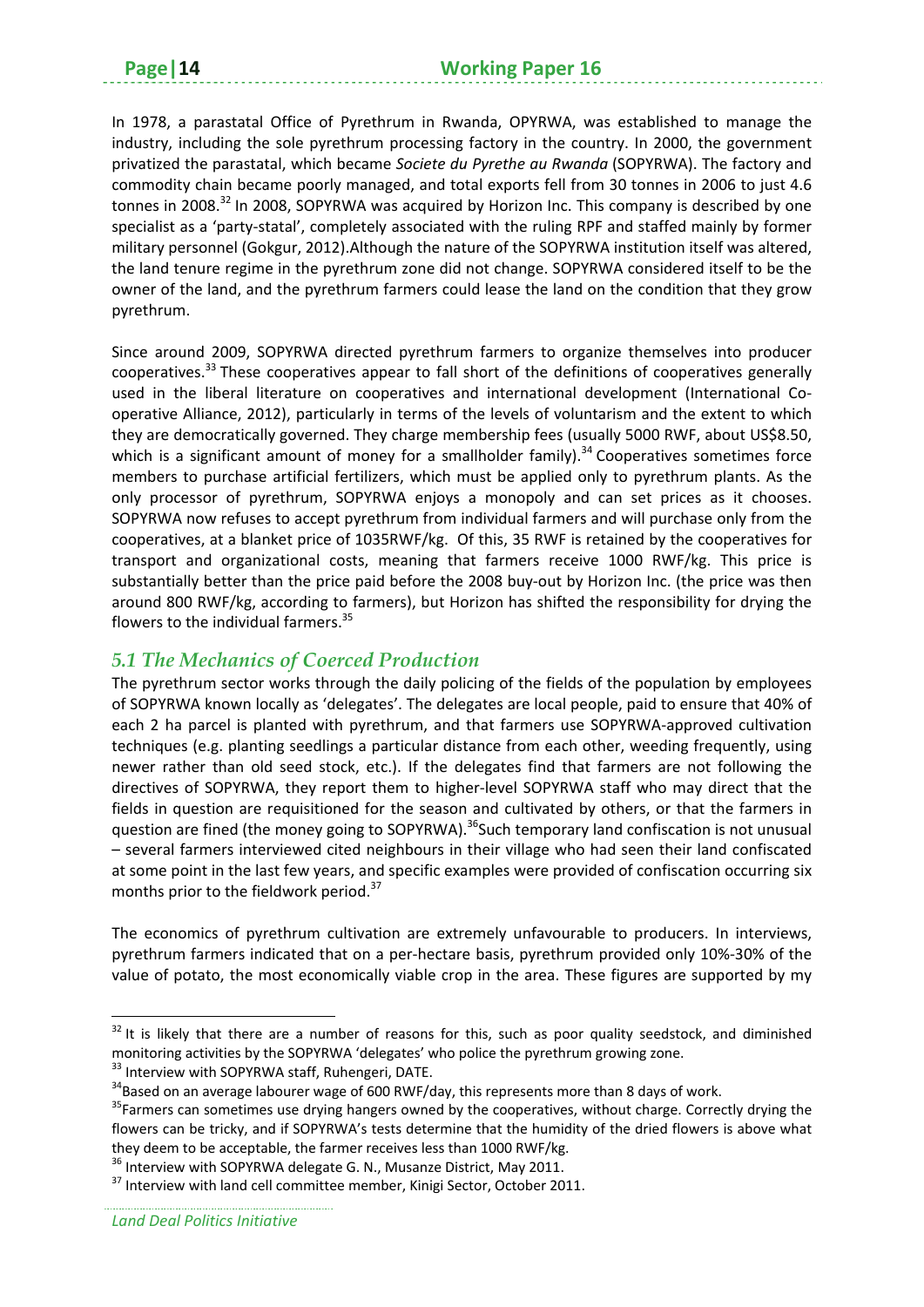In 1978, a parastatal Office of Pyrethrum in Rwanda, OPYRWA, was established to manage the industry, including the sole pyrethrum processing factory in the country. In 2000, the government privatized the parastatal, which became *Societe du Pyrethe au Rwanda* (SOPYRWA). The factory and commodity chain became poorly managed, and total exports fell from 30 tonnes in 2006 to just 4.6 tonnes in 2008.[32] In 2008, SOPYRWA was acquired by Horizon Inc. This company is described by one specialist as a 'party-statal', completely associated with the ruling RPF and staffed mainly by former military personnel (Gokgur, 2012).Although the nature of the SOPYRWA institution itself was altered, the land tenure regime in the pyrethrum zone did not change. SOPYRWA considered itself to be the owner of the land, and the pyrethrum farmers could lease the land on the condition that they grow pyrethrum.

Since around 2009, SOPYRWA directed pyrethrum farmers to organize themselves into producer cooperatives.[33] These cooperatives appear to fall short of the definitions of cooperatives generally used in the liberal literature on cooperatives and international development (International Co-operative Alliance, 2012), particularly in terms of the levels of voluntarism and the extent to which they are democratically governed. They charge membership fees (usually 5000 RWF, about US$8.50, which is a significant amount of money for a smallholder family).[34] Cooperatives sometimes force members to purchase artificial fertilizers, which must be applied only to pyrethrum plants. As the only processor of pyrethrum, SOPYRWA enjoys a monopoly and can set prices as it chooses. SOPYRWA now refuses to accept pyrethrum from individual farmers and will purchase only from the cooperatives, at a blanket price of 1035RWF/kg. Of this, 35 RWF is retained by the cooperatives for transport and organizational costs, meaning that farmers receive 1000 RWF/kg. This price is substantially better than the price paid before the 2008 buy-out by Horizon Inc. (the price was then around 800 RWF/kg, according to farmers), but Horizon has shifted the responsibility for drying the flowers to the individual farmers.[35]

## *5.1 The Mechanics of Coerced Production*

The pyrethrum sector works through the daily policing of the fields of the population by employees of SOPYRWA known locally as 'delegates'. The delegates are local people, paid to ensure that 40% of each 2 ha parcel is planted with pyrethrum, and that farmers use SOPYRWA-approved cultivation techniques (e.g. planting seedlings a particular distance from each other, weeding frequently, using newer rather than old seed stock, etc.). If the delegates find that farmers are not following the directives of SOPYRWA, they report them to higher-level SOPYRWA staff who may direct that the fields in question are requisitioned for the season and cultivated by others, or that the farmers in question are fined (the money going to SOPYRWA).[36]Such temporary land confiscation is not unusual – several farmers interviewed cited neighbours in their village who had seen their land confiscated at some point in the last few years, and specific examples were provided of confiscation occurring six months prior to the fieldwork period.[37]

The economics of pyrethrum cultivation are extremely unfavourable to producers. In interviews, pyrethrum farmers indicated that on a per-hectare basis, pyrethrum provided only 10%-30% of the value of potato, the most economically viable crop in the area. These figures are supported by my

---

[32] It is likely that there are a number of reasons for this, such as poor quality seedstock, and diminished monitoring activities by the SOPYRWA 'delegates' who police the pyrethrum growing zone.

[33] Interview with SOPYRWA staff, Ruhengeri, DATE.

[34] Based on an average labourer wage of 600 RWF/day, this represents more than 8 days of work.

[35] Farmers can sometimes use drying hangers owned by the cooperatives, without charge. Correctly drying the flowers can be tricky, and if SOPYRWA's tests determine that the humidity of the dried flowers is above what they deem to be acceptable, the farmer receives less than 1000 RWF/kg.

[36] Interview with SOPYRWA delegate G. N., Musanze District, May 2011.

[37] Interview with land cell committee member, Kinigi Sector, October 2011.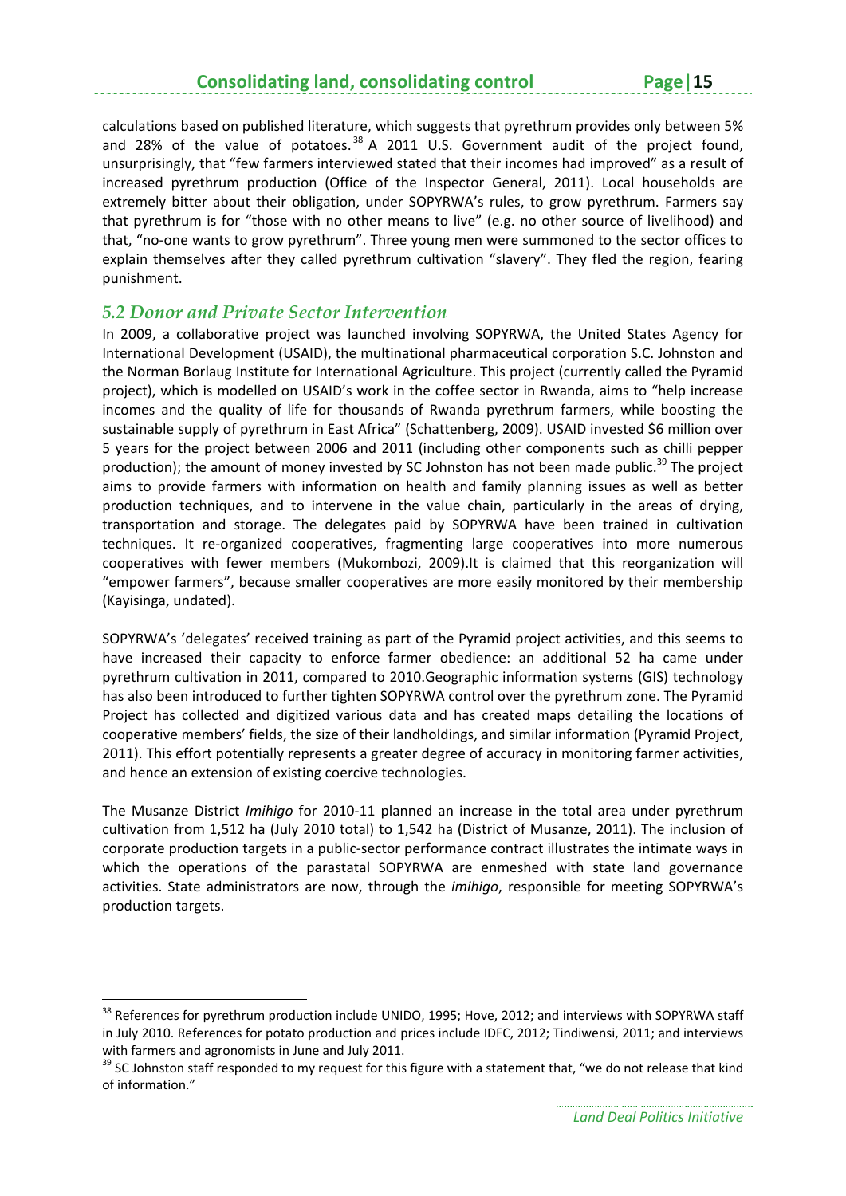calculations based on published literature, which suggests that pyrethrum provides only between 5% and 28% of the value of potatoes.[38] A 2011 U.S. Government audit of the project found, unsurprisingly, that "few farmers interviewed stated that their incomes had improved" as a result of increased pyrethrum production (Office of the Inspector General, 2011). Local households are extremely bitter about their obligation, under SOPYRWA's rules, to grow pyrethrum. Farmers say that pyrethrum is for "those with no other means to live" (e.g. no other source of livelihood) and that, "no-one wants to grow pyrethrum". Three young men were summoned to the sector offices to explain themselves after they called pyrethrum cultivation "slavery". They fled the region, fearing punishment.

## *5.2 Donor and Private Sector Intervention*

In 2009, a collaborative project was launched involving SOPYRWA, the United States Agency for International Development (USAID), the multinational pharmaceutical corporation S.C. Johnston and the Norman Borlaug Institute for International Agriculture. This project (currently called the Pyramid project), which is modelled on USAID's work in the coffee sector in Rwanda, aims to "help increase incomes and the quality of life for thousands of Rwanda pyrethrum farmers, while boosting the sustainable supply of pyrethrum in East Africa" (Schattenberg, 2009). USAID invested $6 million over 5 years for the project between 2006 and 2011 (including other components such as chilli pepper production); the amount of money invested by SC Johnston has not been made public.[39] The project aims to provide farmers with information on health and family planning issues as well as better production techniques, and to intervene in the value chain, particularly in the areas of drying, transportation and storage. The delegates paid by SOPYRWA have been trained in cultivation techniques. It re-organized cooperatives, fragmenting large cooperatives into more numerous cooperatives with fewer members (Mukombozi, 2009).It is claimed that this reorganization will "empower farmers", because smaller cooperatives are more easily monitored by their membership (Kayisinga, undated).

SOPYRWA's 'delegates' received training as part of the Pyramid project activities, and this seems to have increased their capacity to enforce farmer obedience: an additional 52 ha came under pyrethrum cultivation in 2011, compared to 2010.Geographic information systems (GIS) technology has also been introduced to further tighten SOPYRWA control over the pyrethrum zone. The Pyramid Project has collected and digitized various data and has created maps detailing the locations of cooperative members' fields, the size of their landholdings, and similar information (Pyramid Project, 2011). This effort potentially represents a greater degree of accuracy in monitoring farmer activities, and hence an extension of existing coercive technologies.

The Musanze District *Imihigo* for 2010-11 planned an increase in the total area under pyrethrum cultivation from 1,512 ha (July 2010 total) to 1,542 ha (District of Musanze, 2011). The inclusion of corporate production targets in a public-sector performance contract illustrates the intimate ways in which the operations of the parastatal SOPYRWA are enmeshed with state land governance activities. State administrators are now, through the *imihigo*, responsible for meeting SOPYRWA's production targets.

---

[38] References for pyrethrum production include UNIDO, 1995; Hove, 2012; and interviews with SOPYRWA staff in July 2010. References for potato production and prices include IDFC, 2012; Tindiwensi, 2011; and interviews with farmers and agronomists in June and July 2011.

[39] SC Johnston staff responded to my request for this figure with a statement that, "we do not release that kind of information."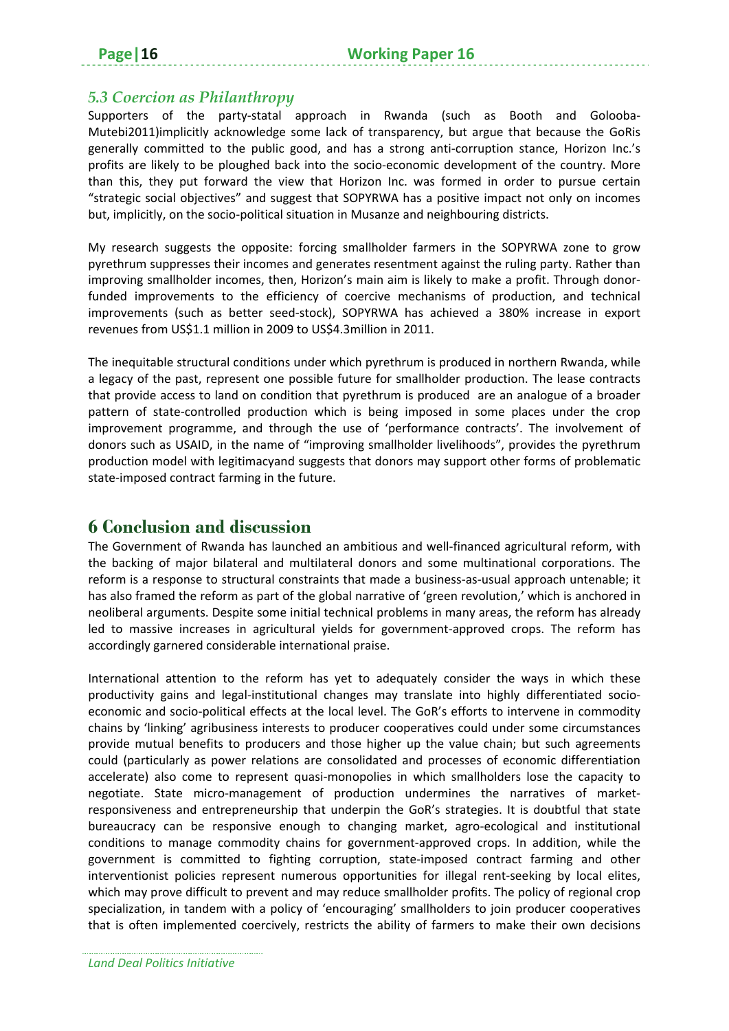### 5.3 *Coercion as Philanthropy*

Supporters of the party-statal approach in Rwanda (such as Booth and Golooba-Mutebi2011)implicitly acknowledge some lack of transparency, but argue that because the GoRis generally committed to the public good, and has a strong anti-corruption stance, Horizon Inc.'s profits are likely to be ploughed back into the socio-economic development of the country. More than this, they put forward the view that Horizon Inc. was formed in order to pursue certain "strategic social objectives" and suggest that SOPYRWA has a positive impact not only on incomes but, implicitly, on the socio-political situation in Musanze and neighbouring districts.

My research suggests the opposite: forcing smallholder farmers in the SOPYRWA zone to grow pyrethrum suppresses their incomes and generates resentment against the ruling party. Rather than improving smallholder incomes, then, Horizon's main aim is likely to make a profit. Through donor-funded improvements to the efficiency of coercive mechanisms of production, and technical improvements (such as better seed-stock), SOPYRWA has achieved a 380% increase in export revenues from US$1.1 million in 2009 to US$4.3million in 2011.

The inequitable structural conditions under which pyrethrum is produced in northern Rwanda, while a legacy of the past, represent one possible future for smallholder production. The lease contracts that provide access to land on condition that pyrethrum is produced are an analogue of a broader pattern of state-controlled production which is being imposed in some places under the crop improvement programme, and through the use of 'performance contracts'. The involvement of donors such as USAID, in the name of "improving smallholder livelihoods", provides the pyrethrum production model with legitimacyand suggests that donors may support other forms of problematic state-imposed contract farming in the future.

## 6 Conclusion and discussion

The Government of Rwanda has launched an ambitious and well-financed agricultural reform, with the backing of major bilateral and multilateral donors and some multinational corporations. The reform is a response to structural constraints that made a business-as-usual approach untenable; it has also framed the reform as part of the global narrative of 'green revolution,' which is anchored in neoliberal arguments. Despite some initial technical problems in many areas, the reform has already led to massive increases in agricultural yields for government-approved crops. The reform has accordingly garnered considerable international praise.

International attention to the reform has yet to adequately consider the ways in which these productivity gains and legal-institutional changes may translate into highly differentiated socio-economic and socio-political effects at the local level. The GoR's efforts to intervene in commodity chains by 'linking' agribusiness interests to producer cooperatives could under some circumstances provide mutual benefits to producers and those higher up the value chain; but such agreements could (particularly as power relations are consolidated and processes of economic differentiation accelerate) also come to represent quasi-monopolies in which smallholders lose the capacity to negotiate. State micro-management of production undermines the narratives of market-responsiveness and entrepreneurship that underpin the GoR's strategies. It is doubtful that state bureaucracy can be responsive enough to changing market, agro-ecological and institutional conditions to manage commodity chains for government-approved crops. In addition, while the government is committed to fighting corruption, state-imposed contract farming and other interventionist policies represent numerous opportunities for illegal rent-seeking by local elites, which may prove difficult to prevent and may reduce smallholder profits. The policy of regional crop specialization, in tandem with a policy of 'encouraging' smallholders to join producer cooperatives that is often implemented coercively, restricts the ability of farmers to make their own decisions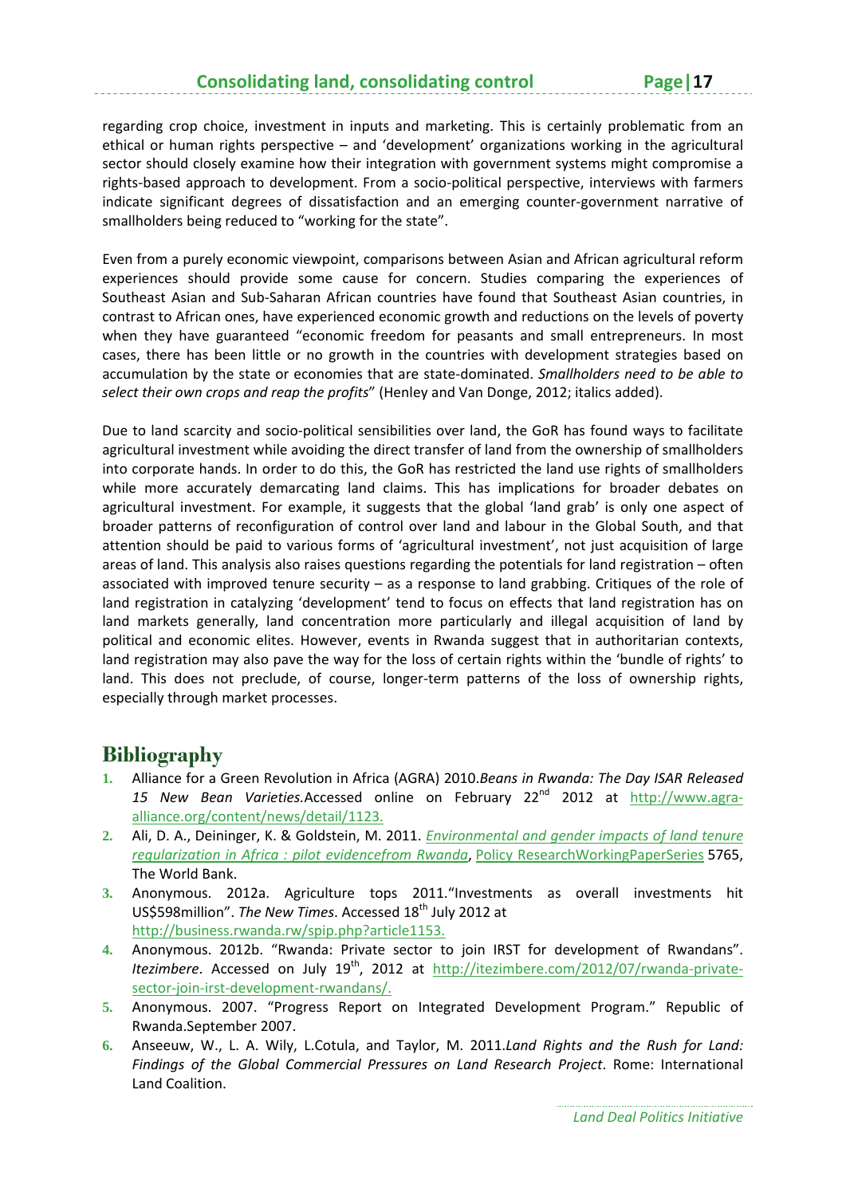regarding crop choice, investment in inputs and marketing. This is certainly problematic from an ethical or human rights perspective – and 'development' organizations working in the agricultural sector should closely examine how their integration with government systems might compromise a rights-based approach to development. From a socio-political perspective, interviews with farmers indicate significant degrees of dissatisfaction and an emerging counter-government narrative of smallholders being reduced to "working for the state".

Even from a purely economic viewpoint, comparisons between Asian and African agricultural reform experiences should provide some cause for concern. Studies comparing the experiences of Southeast Asian and Sub-Saharan African countries have found that Southeast Asian countries, in contrast to African ones, have experienced economic growth and reductions on the levels of poverty when they have guaranteed "economic freedom for peasants and small entrepreneurs. In most cases, there has been little or no growth in the countries with development strategies based on accumulation by the state or economies that are state-dominated. *Smallholders need to be able to select their own crops and reap the profits*" (Henley and Van Donge, 2012; italics added).

Due to land scarcity and socio-political sensibilities over land, the GoR has found ways to facilitate agricultural investment while avoiding the direct transfer of land from the ownership of smallholders into corporate hands. In order to do this, the GoR has restricted the land use rights of smallholders while more accurately demarcating land claims. This has implications for broader debates on agricultural investment. For example, it suggests that the global 'land grab' is only one aspect of broader patterns of reconfiguration of control over land and labour in the Global South, and that attention should be paid to various forms of 'agricultural investment', not just acquisition of large areas of land. This analysis also raises questions regarding the potentials for land registration – often associated with improved tenure security – as a response to land grabbing. Critiques of the role of land registration in catalyzing 'development' tend to focus on effects that land registration has on land markets generally, land concentration more particularly and illegal acquisition of land by political and economic elites. However, events in Rwanda suggest that in authoritarian contexts, land registration may also pave the way for the loss of certain rights within the 'bundle of rights' to land. This does not preclude, of course, longer-term patterns of the loss of ownership rights, especially through market processes.

# Bibliography

1. Alliance for a Green Revolution in Africa (AGRA) 2010.*Beans in Rwanda: The Day ISAR Released 15 New Bean Varieties.*Accessed online on February 22nd 2012 at http://www.agra-alliance.org/content/news/detail/1123.
2. Ali, D. A., Deininger, K. & Goldstein, M. 2011. *Environmental and gender impacts of land tenure regularization in Africa : pilot evidencefrom Rwanda*, Policy ResearchWorkingPaperSeries 5765, The World Bank.
3. Anonymous. 2012a. Agriculture tops 2011."Investments as overall investments hit US$598million". *The New Times*. Accessed 18th July 2012 at http://business.rwanda.rw/spip.php?article1153.
4. Anonymous. 2012b. "Rwanda: Private sector to join IRST for development of Rwandans". *Itezimbere*. Accessed on July 19th, 2012 at http://itezimbere.com/2012/07/rwanda-private-sector-join-irst-development-rwandans/.
5. Anonymous. 2007. "Progress Report on Integrated Development Program." Republic of Rwanda.September 2007.
6. Anseeuw, W., L. A. Wily, L.Cotula, and Taylor, M. 2011.*Land Rights and the Rush for Land: Findings of the Global Commercial Pressures on Land Research Project*. Rome: International Land Coalition.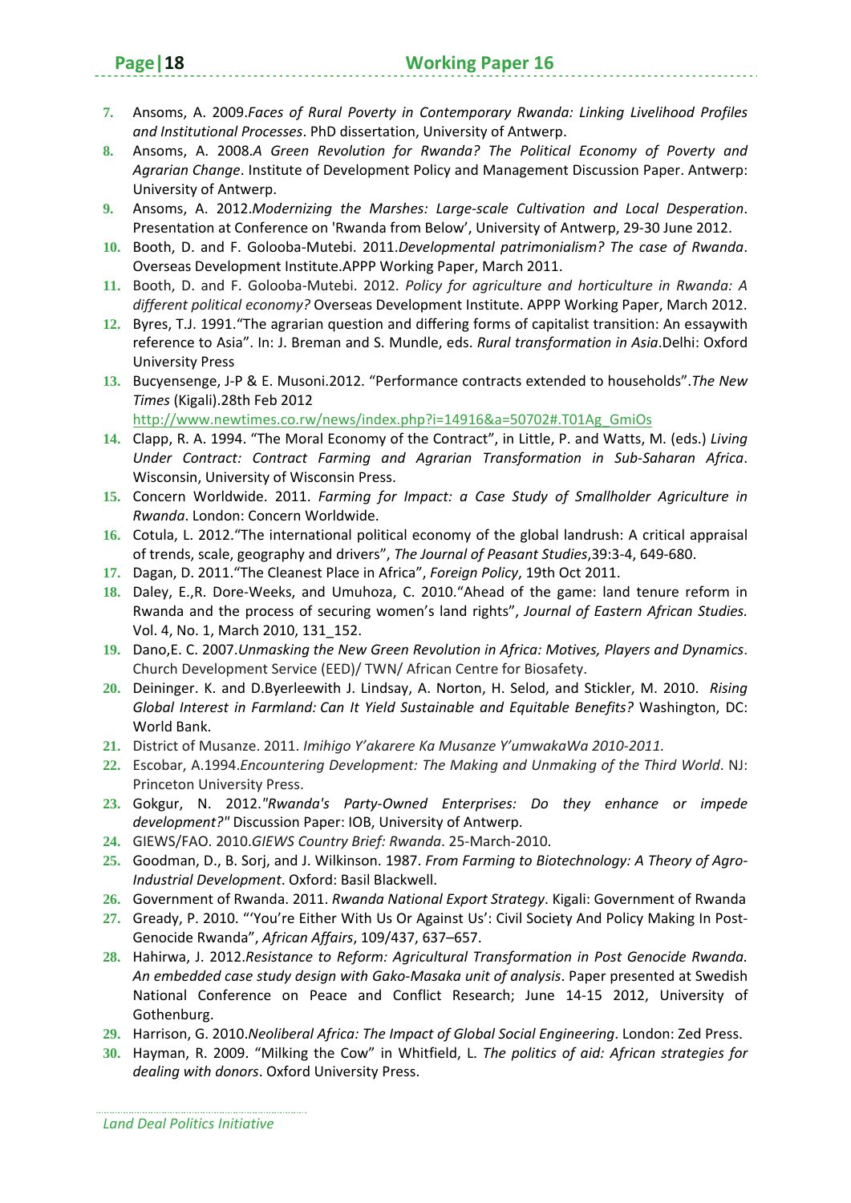7. Ansoms, A. 2009.*Faces of Rural Poverty in Contemporary Rwanda: Linking Livelihood Profiles and Institutional Processes*. PhD dissertation, University of Antwerp.
8. Ansoms, A. 2008.*A Green Revolution for Rwanda? The Political Economy of Poverty and Agrarian Change*. Institute of Development Policy and Management Discussion Paper. Antwerp: University of Antwerp.
9. Ansoms, A. 2012.*Modernizing the Marshes: Large-scale Cultivation and Local Desperation*. Presentation at Conference on 'Rwanda from Below', University of Antwerp, 29-30 June 2012.
10. Booth, D. and F. Golooba-Mutebi. 2011.*Developmental patrimonialism? The case of Rwanda*. Overseas Development Institute.APPP Working Paper, March 2011.
11. Booth, D. and F. Golooba-Mutebi. 2012. *Policy for agriculture and horticulture in Rwanda: A different political economy?* Overseas Development Institute. APPP Working Paper, March 2012.
12. Byres, T.J. 1991.“The agrarian question and differing forms of capitalist transition: An essaywith reference to Asia”. In: J. Breman and S. Mundle, eds. *Rural transformation in Asia*.Delhi: Oxford University Press
13. Bucyensenge, J-P & E. Musoni.2012. “Performance contracts extended to households”.*The New Times* (Kigali).28th Feb 2012 http://www.newtimes.co.rw/news/index.php?i=14916&a=50702#.T01Ag_GmiOs
14. Clapp, R. A. 1994. “The Moral Economy of the Contract”, in Little, P. and Watts, M. (eds.) *Living Under Contract: Contract Farming and Agrarian Transformation in Sub-Saharan Africa*. Wisconsin, University of Wisconsin Press.
15. Concern Worldwide. 2011. *Farming for Impact: a Case Study of Smallholder Agriculture in Rwanda*. London: Concern Worldwide.
16. Cotula, L. 2012.“The international political economy of the global landrush: A critical appraisal of trends, scale, geography and drivers”, *The Journal of Peasant Studies*,39:3-4, 649-680.
17. Dagan, D. 2011.“The Cleanest Place in Africa”, *Foreign Policy*, 19th Oct 2011.
18. Daley, E.,R. Dore-Weeks, and Umuhoza, C. 2010.“Ahead of the game: land tenure reform in Rwanda and the process of securing women’s land rights”, *Journal of Eastern African Studies.* Vol. 4, No. 1, March 2010, 131_152.
19. Dano,E. C. 2007.*Unmasking the New Green Revolution in Africa: Motives, Players and Dynamics*. Church Development Service (EED)/ TWN/ African Centre for Biosafety.
20. Deininger. K. and D.Byerleewith J. Lindsay, A. Norton, H. Selod, and Stickler, M. 2010. *Rising Global Interest in Farmland: Can It Yield Sustainable and Equitable Benefits?* Washington, DC: World Bank.
21. District of Musanze. 2011. *Imihigo Y’akarere Ka Musanze Y’umwakaWa 2010-2011.*
22. Escobar, A.1994.*Encountering Development: The Making and Unmaking of the Third World*. NJ: Princeton University Press.
23. Gokgur, N. 2012.*"Rwanda's Party-Owned Enterprises: Do they enhance or impede development?"* Discussion Paper: IOB, University of Antwerp.
24. GIEWS/FAO. 2010.*GIEWS Country Brief: Rwanda*. 25-March-2010.
25. Goodman, D., B. Sorj, and J. Wilkinson. 1987. *From Farming to Biotechnology: A Theory of Agro-Industrial Development*. Oxford: Basil Blackwell.
26. Government of Rwanda. 2011. *Rwanda National Export Strategy*. Kigali: Government of Rwanda
27. Gready, P. 2010. “‘You’re Either With Us Or Against Us’: Civil Society And Policy Making In Post-Genocide Rwanda”, *African Affairs*, 109/437, 637–657.
28. Hahirwa, J. 2012.*Resistance to Reform: Agricultural Transformation in Post Genocide Rwanda. An embedded case study design with Gako-Masaka unit of analysis*. Paper presented at Swedish National Conference on Peace and Conflict Research; June 14-15 2012, University of Gothenburg.
29. Harrison, G. 2010.*Neoliberal Africa: The Impact of Global Social Engineering*. London: Zed Press.
30. Hayman, R. 2009. “Milking the Cow” in Whitfield, L. *The politics of aid: African strategies for dealing with donors*. Oxford University Press.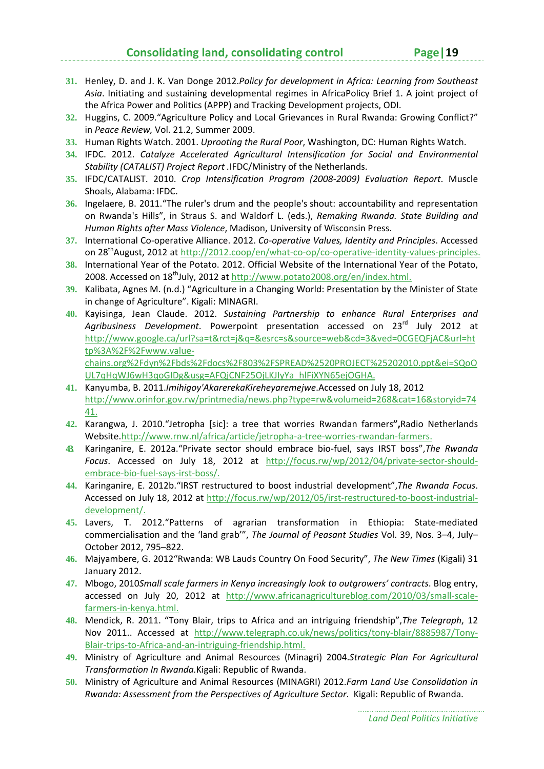31. Henley, D. and J. K. Van Donge 2012.*Policy for development in Africa: Learning from Southeast Asia*. Initiating and sustaining developmental regimes in AfricaPolicy Brief 1. A joint project of the Africa Power and Politics (APPP) and Tracking Development projects, ODI.
32. Huggins, C. 2009."Agriculture Policy and Local Grievances in Rural Rwanda: Growing Conflict?" in *Peace Review,* Vol. 21.2, Summer 2009.
33. Human Rights Watch. 2001. *Uprooting the Rural Poor*, Washington, DC: Human Rights Watch.
34. IFDC. 2012. *Catalyze Accelerated Agricultural Intensification for Social and Environmental Stability (CATALIST) Project Report* .IFDC/Ministry of the Netherlands.
35. IFDC/CATALIST. 2010. *Crop Intensification Program (2008-2009) Evaluation Report*. Muscle Shoals, Alabama: IFDC.
36. Ingelaere, B. 2011."The ruler's drum and the people's shout: accountability and representation on Rwanda's Hills", in Straus S. and Waldorf L. (eds.), *Remaking Rwanda. State Building and Human Rights after Mass Violence*, Madison, University of Wisconsin Press.
37. International Co-operative Alliance. 2012. *Co-operative Values, Identity and Principles*. Accessed on 28th August, 2012 at http://2012.coop/en/what-co-op/co-operative-identity-values-principles.
38. International Year of the Potato. 2012. Official Website of the International Year of the Potato, 2008. Accessed on 18th July, 2012 at http://www.potato2008.org/en/index.html.
39. Kalibata, Agnes M. (n.d.) "Agriculture in a Changing World: Presentation by the Minister of State in change of Agriculture". Kigali: MINAGRI.
40. Kayisinga, Jean Claude. 2012. *Sustaining Partnership to enhance Rural Enterprises and Agribusiness Development*. Powerpoint presentation accessed on 23rd July 2012 at http://www.google.ca/url?sa=t&rct=j&q=&esrc=s&source=web&cd=3&ved=0CGEQFjAC&url=http%3A%2F%2Fwww.value-chains.org%2Fdyn%2Fbds%2Fdocs%2F803%2FSPREAD%2520PROJECT%25202010.ppt&ei=SQoOUL7qHqWJ6wH3qoGIDg&usg=AFQjCNF25OjLKJIyYa_hlFiXYN65ejOGHA.
41. Kanyumba, B. 2011.*Imihigoy'AkarerekaKireheyaremejwe*.Accessed on July 18, 2012 http://www.orinfor.gov.rw/printmedia/news.php?type=rw&volumeid=268&cat=16&storyid=7441.
42. Karangwa, J. 2010."Jetropha [sic]: a tree that worries Rwandan farmers**"**,Radio Netherlands Website.http://www.rnw.nl/africa/article/jetropha-a-tree-worries-rwandan-farmers.
43. Karinganire, E. 2012a."Private sector should embrace bio-fuel, says IRST boss",*The Rwanda Focus*. Accessed on July 18, 2012 at http://focus.rw/wp/2012/04/private-sector-should-embrace-bio-fuel-says-irst-boss/.
44. Karinganire, E. 2012b."IRST restructured to boost industrial development",*The Rwanda Focus*. Accessed on July 18, 2012 at http://focus.rw/wp/2012/05/irst-restructured-to-boost-industrial-development/.
45. Lavers, T. 2012."Patterns of agrarian transformation in Ethiopia: State-mediated commercialisation and the 'land grab'", *The Journal of Peasant Studies* Vol. 39, Nos. 3–4, July–October 2012, 795–822.
46. Majyambere, G. 2012"Rwanda: WB Lauds Country On Food Security", *The New Times* (Kigali) 31 January 2012.
47. Mbogo, 2010*Small scale farmers in Kenya increasingly look to outgrowers' contracts*. Blog entry, accessed on July 20, 2012 at http://www.africanagricultureblog.com/2010/03/small-scale-farmers-in-kenya.html.
48. Mendick, R. 2011. "Tony Blair, trips to Africa and an intriguing friendship",*The Telegraph*, 12 Nov 2011.. Accessed at http://www.telegraph.co.uk/news/politics/tony-blair/8885987/Tony-Blair-trips-to-Africa-and-an-intriguing-friendship.html.
49. Ministry of Agriculture and Animal Resources (Minagri) 2004.*Strategic Plan For Agricultural Transformation In Rwanda.*Kigali: Republic of Rwanda.
50. Ministry of Agriculture and Animal Resources (MINAGRI) 2012.*Farm Land Use Consolidation in Rwanda: Assessment from the Perspectives of Agriculture Sector*. Kigali: Republic of Rwanda.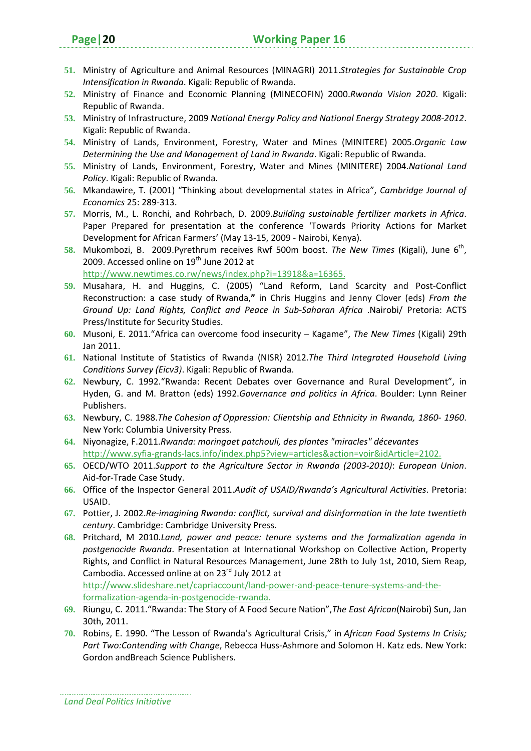51. Ministry of Agriculture and Animal Resources (MINAGRI) 2011.*Strategies for Sustainable Crop Intensification in Rwanda*. Kigali: Republic of Rwanda.
52. Ministry of Finance and Economic Planning (MINECOFIN) 2000.*Rwanda Vision 2020*. Kigali: Republic of Rwanda.
53. Ministry of Infrastructure, 2009 *National Energy Policy and National Energy Strategy 2008-2012*. Kigali: Republic of Rwanda.
54. Ministry of Lands, Environment, Forestry, Water and Mines (MINITERE) 2005.*Organic Law Determining the Use and Management of Land in Rwanda*. Kigali: Republic of Rwanda.
55. Ministry of Lands, Environment, Forestry, Water and Mines (MINITERE) 2004.*National Land Policy*. Kigali: Republic of Rwanda.
56. Mkandawire, T. (2001) "Thinking about developmental states in Africa", *Cambridge Journal of Economics* 25: 289-313.
57. Morris, M., L. Ronchi, and Rohrbach, D. 2009.*Building sustainable fertilizer markets in Africa*. Paper Prepared for presentation at the conference 'Towards Priority Actions for Market Development for African Farmers' (May 13-15, 2009 - Nairobi, Kenya).
58. Mukombozi, B. 2009.Pyrethrum receives Rwf 500m boost. *The New Times* (Kigali), June 6th, 2009. Accessed online on 19th June 2012 at http://www.newtimes.co.rw/news/index.php?i=13918&a=16365.
59. Musahara, H. and Huggins, C. (2005) "Land Reform, Land Scarcity and Post-Conflict Reconstruction: a case study of Rwanda,**"** in Chris Huggins and Jenny Clover (eds) *From the Ground Up: Land Rights, Conflict and Peace in Sub-Saharan Africa* .Nairobi/ Pretoria: ACTS Press/Institute for Security Studies.
60. Musoni, E. 2011."Africa can overcome food insecurity – Kagame", *The New Times* (Kigali) 29th Jan 2011.
61. National Institute of Statistics of Rwanda (NISR) 2012.*The Third Integrated Household Living Conditions Survey (Eicv3)*. Kigali: Republic of Rwanda.
62. Newbury, C. 1992."Rwanda: Recent Debates over Governance and Rural Development", in Hyden, G. and M. Bratton (eds) 1992.*Governance and politics in Africa*. Boulder: Lynn Reiner Publishers.
63. Newbury, C. 1988.*The Cohesion of Oppression: Clientship and Ethnicity in Rwanda, 1860- 1960*. New York: Columbia University Press.
64. Niyonagize, F.2011.*Rwanda: moringaet patchouli, des plantes "miracles" décevantes* http://www.syfia-grands-lacs.info/index.php5?view=articles&action=voir&idArticle=2102.
65. OECD/WTO 2011.*Support to the Agriculture Sector in Rwanda (2003-2010)*: *European Union*. Aid-for-Trade Case Study.
66. Office of the Inspector General 2011.*Audit of USAID/Rwanda's Agricultural Activities*. Pretoria: USAID.
67. Pottier, J. 2002.*Re-imagining Rwanda: conflict, survival and disinformation in the late twentieth century*. Cambridge: Cambridge University Press.
68. Pritchard, M 2010.*Land, power and peace: tenure systems and the formalization agenda in postgenocide Rwanda*. Presentation at International Workshop on Collective Action, Property Rights, and Conflict in Natural Resources Management, June 28th to July 1st, 2010, Siem Reap, Cambodia. Accessed online at on 23rd July 2012 at http://www.slideshare.net/capriaccount/land-power-and-peace-tenure-systems-and-the-formalization-agenda-in-postgenocide-rwanda.
69. Riungu, C. 2011."Rwanda: The Story of A Food Secure Nation",*The East African*(Nairobi) Sun, Jan 30th, 2011.
70. Robins, E. 1990. "The Lesson of Rwanda's Agricultural Crisis," in *African Food Systems In Crisis; Part Two:Contending with Change*, Rebecca Huss-Ashmore and Solomon H. Katz eds. New York: Gordon andBreach Science Publishers.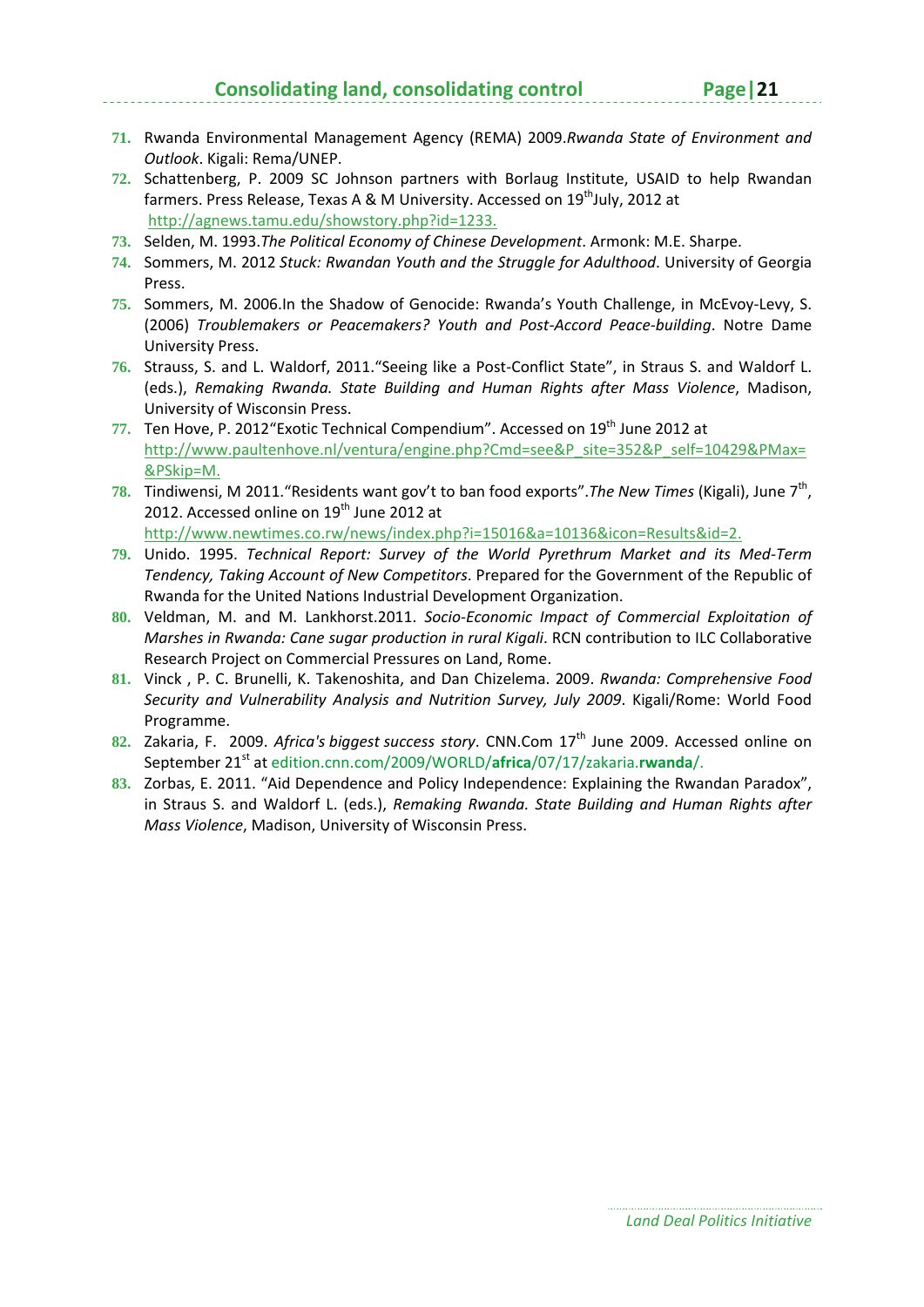71. Rwanda Environmental Management Agency (REMA) 2009.*Rwanda State of Environment and Outlook*. Kigali: Rema/UNEP.
72. Schattenberg, P. 2009 SC Johnson partners with Borlaug Institute, USAID to help Rwandan farmers. Press Release, Texas A & M University. Accessed on 19th July, 2012 at http://agnews.tamu.edu/showstory.php?id=1233.
73. Selden, M. 1993.*The Political Economy of Chinese Development*. Armonk: M.E. Sharpe.
74. Sommers, M. 2012 *Stuck: Rwandan Youth and the Struggle for Adulthood*. University of Georgia Press.
75. Sommers, M. 2006.In the Shadow of Genocide: Rwanda's Youth Challenge, in McEvoy-Levy, S. (2006) *Troublemakers or Peacemakers? Youth and Post-Accord Peace-building*. Notre Dame University Press.
76. Strauss, S. and L. Waldorf, 2011."Seeing like a Post-Conflict State", in Straus S. and Waldorf L. (eds.), *Remaking Rwanda. State Building and Human Rights after Mass Violence*, Madison, University of Wisconsin Press.
77. Ten Hove, P. 2012"Exotic Technical Compendium". Accessed on 19th June 2012 at http://www.paultenhove.nl/ventura/engine.php?Cmd=see&P_site=352&P_self=10429&PMax=&PSkip=M.
78. Tindiwensi, M 2011."Residents want gov't to ban food exports".*The New Times* (Kigali), June 7th, 2012. Accessed online on 19th June 2012 at http://www.newtimes.co.rw/news/index.php?i=15016&a=10136&icon=Results&id=2.
79. Unido. 1995. *Technical Report: Survey of the World Pyrethrum Market and its Med-Term Tendency, Taking Account of New Competitors*. Prepared for the Government of the Republic of Rwanda for the United Nations Industrial Development Organization.
80. Veldman, M. and M. Lankhorst.2011. *Socio-Economic Impact of Commercial Exploitation of Marshes in Rwanda: Cane sugar production in rural Kigali*. RCN contribution to ILC Collaborative Research Project on Commercial Pressures on Land, Rome.
81. Vinck , P. C. Brunelli, K. Takenoshita, and Dan Chizelema. 2009. *Rwanda: Comprehensive Food Security and Vulnerability Analysis and Nutrition Survey, July 2009*. Kigali/Rome: World Food Programme.
82. Zakaria, F. 2009. *Africa's biggest success story*. CNN.Com 17th June 2009. Accessed online on September 21st at edition.cnn.com/2009/WORLD/**africa**/07/17/zakaria.**rwanda**/.
83. Zorbas, E. 2011. "Aid Dependence and Policy Independence: Explaining the Rwandan Paradox", in Straus S. and Waldorf L. (eds.), *Remaking Rwanda. State Building and Human Rights after Mass Violence*, Madison, University of Wisconsin Press.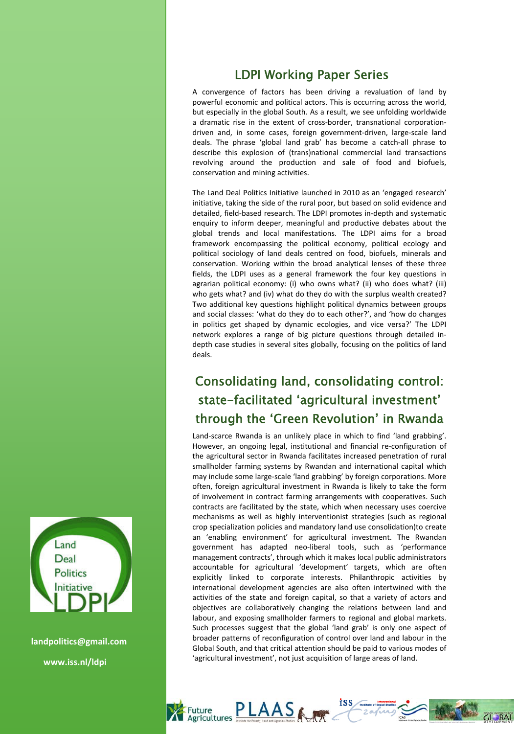## LDPI Working Paper Series

A convergence of factors has been driving a revaluation of land by powerful economic and political actors. This is occurring across the world, but especially in the global South. As a result, we see unfolding worldwide a dramatic rise in the extent of cross-border, transnational corporation-driven and, in some cases, foreign government-driven, large-scale land deals. The phrase 'global land grab' has become a catch-all phrase to describe this explosion of (trans)national commercial land transactions revolving around the production and sale of food and biofuels, conservation and mining activities.

The Land Deal Politics Initiative launched in 2010 as an 'engaged research' initiative, taking the side of the rural poor, but based on solid evidence and detailed, field-based research. The LDPI promotes in-depth and systematic enquiry to inform deeper, meaningful and productive debates about the global trends and local manifestations. The LDPI aims for a broad framework encompassing the political economy, political ecology and political sociology of land deals centred on food, biofuels, minerals and conservation. Working within the broad analytical lenses of these three fields, the LDPI uses as a general framework the four key questions in agrarian political economy: (i) who owns what? (ii) who does what? (iii) who gets what? and (iv) what do they do with the surplus wealth created? Two additional key questions highlight political dynamics between groups and social classes: 'what do they do to each other?', and 'how do changes in politics get shaped by dynamic ecologies, and vice versa?' The LDPI network explores a range of big picture questions through detailed in-depth case studies in several sites globally, focusing on the politics of land deals.

## Consolidating land, consolidating control: state-facilitated 'agricultural investment' through the 'Green Revolution' in Rwanda

Land-scarce Rwanda is an unlikely place in which to find 'land grabbing'. However, an ongoing legal, institutional and financial re-configuration of the agricultural sector in Rwanda facilitates increased penetration of rural smallholder farming systems by Rwandan and international capital which may include some large-scale 'land grabbing' by foreign corporations. More often, foreign agricultural investment in Rwanda is likely to take the form of involvement in contract farming arrangements with cooperatives. Such contracts are facilitated by the state, which when necessary uses coercive mechanisms as well as highly interventionist strategies (such as regional crop specialization policies and mandatory land use consolidation)to create an 'enabling environment' for agricultural investment. The Rwandan government has adapted neo-liberal tools, such as 'performance management contracts', through which it makes local public administrators accountable for agricultural 'development' targets, which are often explicitly linked to corporate interests. Philanthropic activities by international development agencies are also often intertwined with the activities of the state and foreign capital, so that a variety of actors and objectives are collaboratively changing the relations between land and labour, and exposing smallholder farmers to regional and global markets. Such processes suggest that the global 'land grab' is only one aspect of broader patterns of reconfiguration of control over land and labour in the Global South, and that critical attention should be paid to various modes of 'agricultural investment', not just acquisition of large areas of land.

Land Deal Politics Initiative LDPI

**landpolitics@gmail.com**

**www.iss.nl/ldpi**